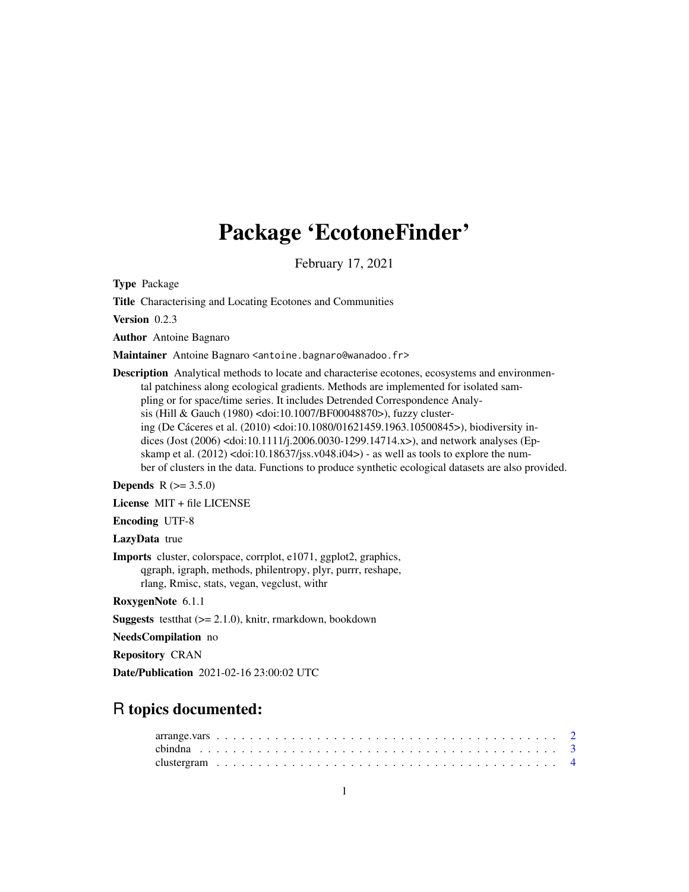# Package 'EcotoneFinder'

February 17, 2021

**Type** Package

**Title** Characterising and Locating Ecotones and Communities

**Version** 0.2.3

**Author** Antoine Bagnaro

**Maintainer** Antoine Bagnaro <antoine.bagnaro@wanadoo.fr>

**Description** Analytical methods to locate and characterise ecotones, ecosystems and environmental patchiness along ecological gradients. Methods are implemented for isolated sampling or for space/time series. It includes Detrended Correspondence Analysis (Hill & Gauch (1980) <doi:10.1007/BF00048870>), fuzzy clustering (De Cáceres et al. (2010) <doi:10.1080/01621459.1963.10500845>), biodiversity indices (Jost (2006) <doi:10.1111/j.2006.0030-1299.14714.x>), and network analyses (Epskamp et al. (2012) <doi:10.18637/jss.v048.i04>) - as well as tools to explore the number of clusters in the data. Functions to produce synthetic ecological datasets are also provided.

**Depends** R (>= 3.5.0)

**License** MIT + file LICENSE

**Encoding** UTF-8

**LazyData** true

**Imports** cluster, colorspace, corrplot, e1071, ggplot2, graphics, qgraph, igraph, methods, philentropy, plyr, purrr, reshape, rlang, Rmisc, stats, vegan, vegclust, withr

**RoxygenNote** 6.1.1

**Suggests** testthat (>= 2.1.0), knitr, rmarkdown, bookdown

**NeedsCompilation** no

**Repository** CRAN

**Date/Publication** 2021-02-16 23:00:02 UTC

## R topics documented:

- arrange.vars . . . . . . . . . . 2
- cbindna . . . . . . . . . . 3
- clustergram . . . . . . . . . . 4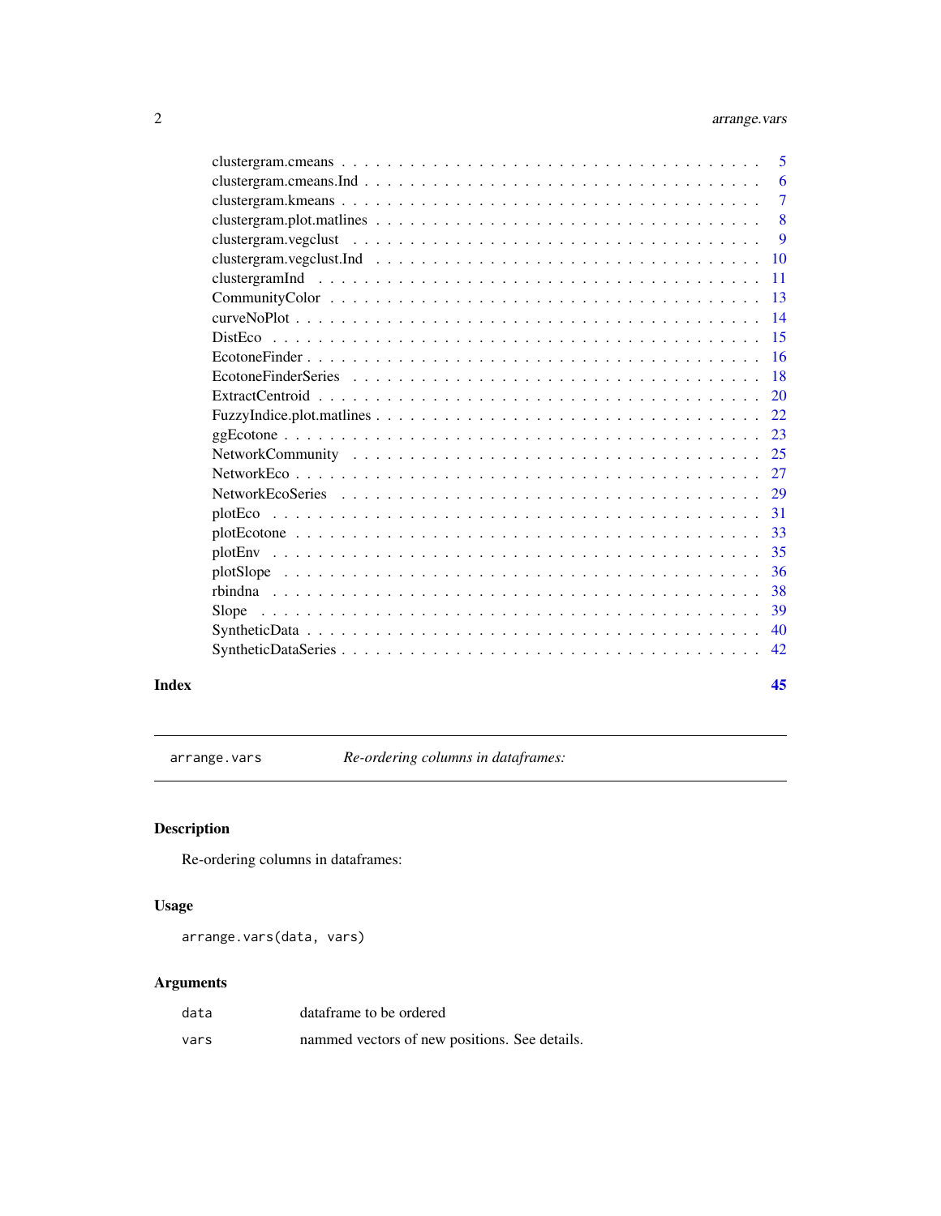| | |
|---|---|
| clustergram.cmeans | 5 |
| clustergram.cmeans.Ind | 6 |
| clustergram.kmeans | 7 |
| clustergram.plot.matlines | 8 |
| clustergram.vegclust | 9 |
| clustergram.vegclust.Ind | 10 |
| clustergramInd | 11 |
| CommunityColor | 13 |
| curveNoPlot | 14 |
| DistEco | 15 |
| EcotoneFinder | 16 |
| EcotoneFinderSeries | 18 |
| ExtractCentroid | 20 |
| FuzzyIndice.plot.matlines | 22 |
| ggEcotone | 23 |
| NetworkCommunity | 25 |
| NetworkEco | 27 |
| NetworkEcoSeries | 29 |
| plotEco | 31 |
| plotEcotone | 33 |
| plotEnv | 35 |
| plotSlope | 36 |
| rbindna | 38 |
| Slope | 39 |
| SyntheticData | 40 |
| SyntheticDataSeries | 42 |

**Index** 45

---

`arrange.vars` *Re-ordering columns in dataframes:*

---

## Description

Re-ordering columns in dataframes:

## Usage

```
arrange.vars(data, vars)
```

## Arguments

| | |
|---|---|
| `data` | dataframe to be ordered |
| `vars` | nammed vectors of new positions. See details. |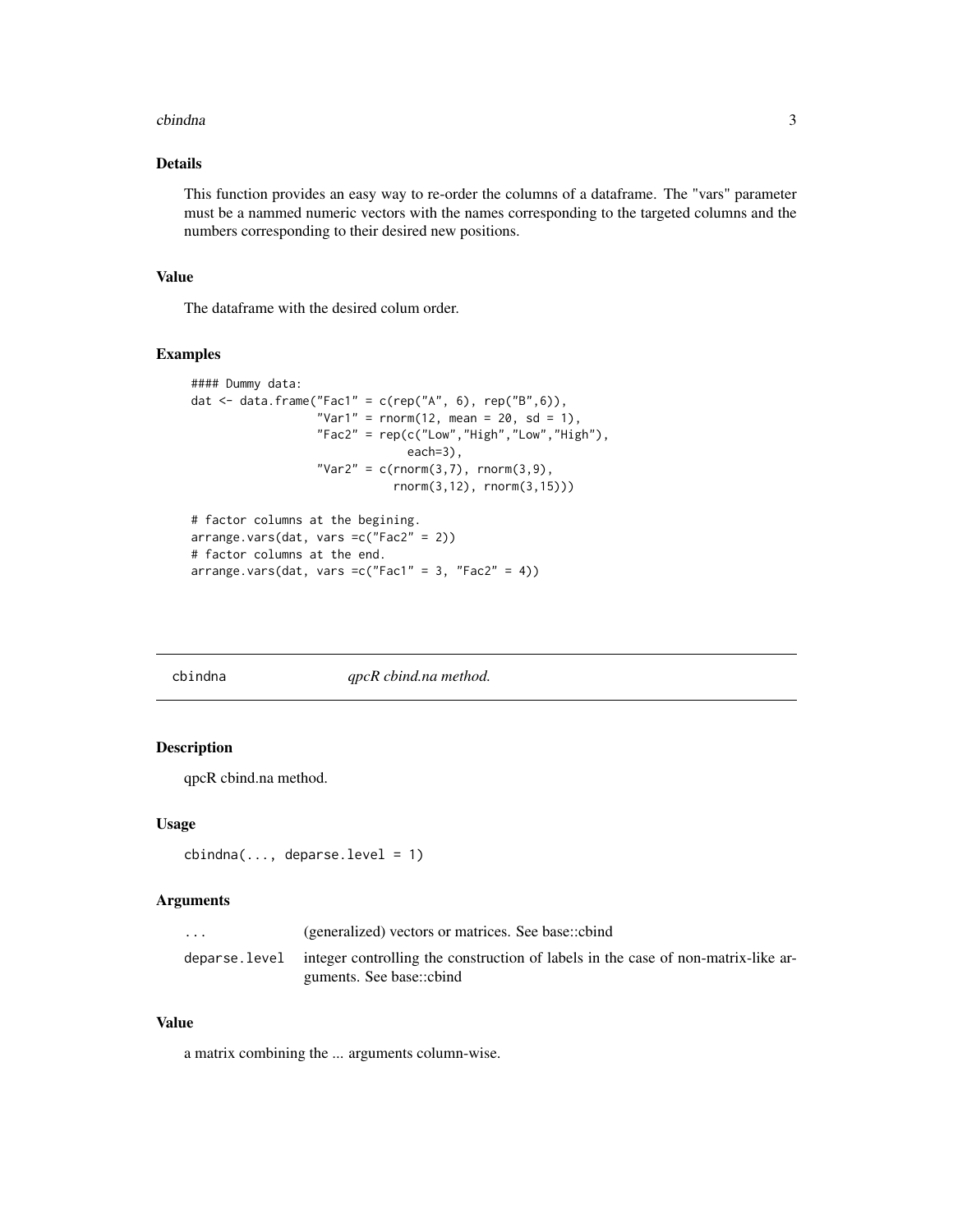## Details

This function provides an easy way to re-order the columns of a dataframe. The "vars" parameter must be a nammed numeric vectors with the names corresponding to the targeted columns and the numbers corresponding to their desired new positions.

## Value

The dataframe with the desired colum order.

## Examples

```
#### Dummy data:
dat <- data.frame("Fac1" = c(rep("A", 6), rep("B",6)),
                  "Var1" = rnorm(12, mean = 20, sd = 1),
                  "Fac2" = rep(c("Low","High","Low","High"),
                           each=3),
                  "Var2" = c(rnorm(3,7), rnorm(3,9),
                           rnorm(3,12), rnorm(3,15)))

# factor columns at the begining.
arrange.vars(dat, vars =c("Fac2" = 2))
# factor columns at the end.
arrange.vars(dat, vars =c("Fac1" = 3, "Fac2" = 4))
```

---

# cbindna — *qpcR cbind.na method.*

## Description

qpcR cbind.na method.

## Usage

```
cbindna(..., deparse.level = 1)
```

## Arguments

| | |
|---|---|
| ... | (generalized) vectors or matrices. See base::cbind |
| deparse.level | integer controlling the construction of labels in the case of non-matrix-like arguments. See base::cbind |

## Value

a matrix combining the ... arguments column-wise.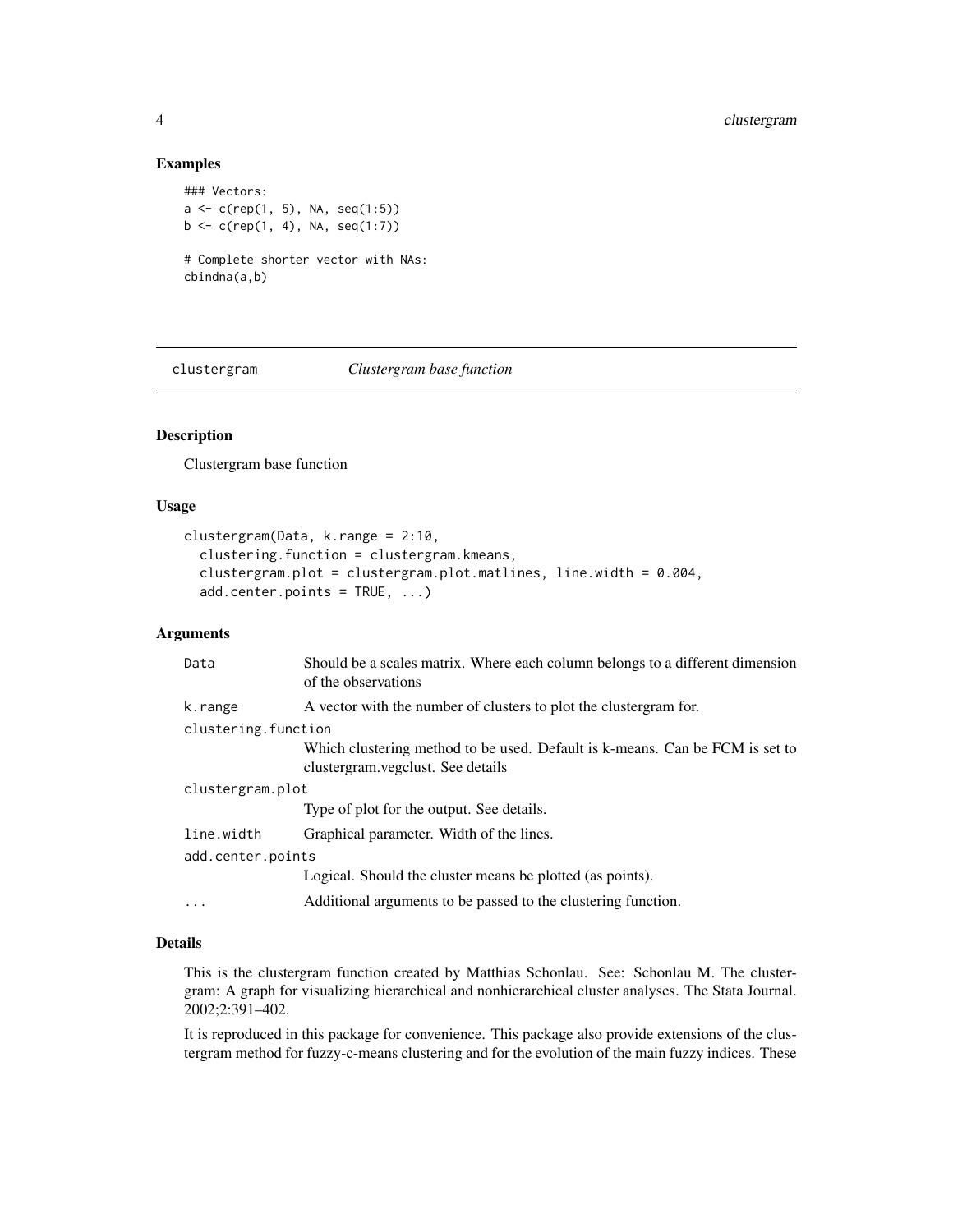## Examples

```
### Vectors:
a <- c(rep(1, 5), NA, seq(1:5))
b <- c(rep(1, 4), NA, seq(1:7))

# Complete shorter vector with NAs:
cbindna(a,b)
```

---

# clustergram *Clustergram base function*

---

### Description

Clustergram base function

### Usage

```
clustergram(Data, k.range = 2:10,
  clustering.function = clustergram.kmeans,
  clustergram.plot = clustergram.plot.matlines, line.width = 0.004,
  add.center.points = TRUE, ...)
```

### Arguments

| | |
|---|---|
| Data | Should be a scales matrix. Where each column belongs to a different dimension of the observations |
| k.range | A vector with the number of clusters to plot the clustergram for. |
| clustering.function | Which clustering method to be used. Default is k-means. Can be FCM is set to clustergram.vegclust. See details |
| clustergram.plot | Type of plot for the output. See details. |
| line.width | Graphical parameter. Width of the lines. |
| add.center.points | Logical. Should the cluster means be plotted (as points). |
| ... | Additional arguments to be passed to the clustering function. |

### Details

This is the clustergram function created by Matthias Schonlau. See: Schonlau M. The clustergram: A graph for visualizing hierarchical and nonhierarchical cluster analyses. The Stata Journal. 2002;2:391–402.

It is reproduced in this package for convenience. This package also provide extensions of the clustergram method for fuzzy-c-means clustering and for the evolution of the main fuzzy indices. These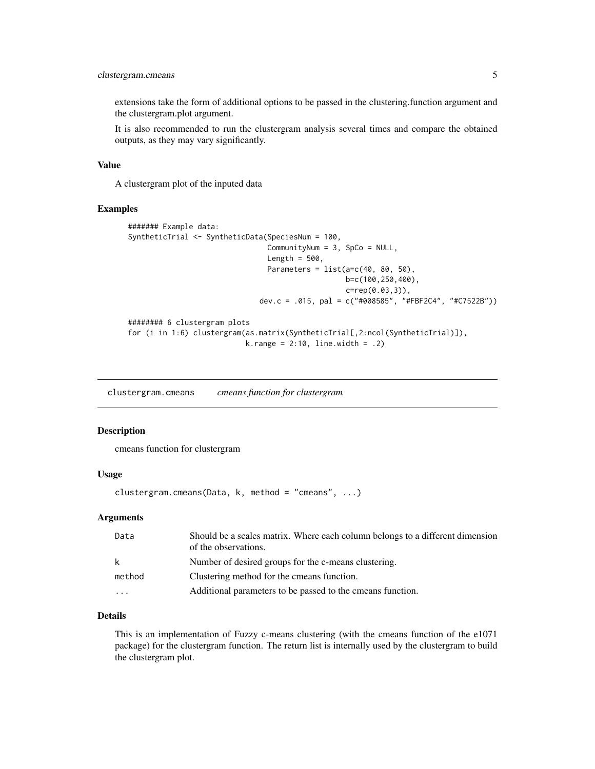extensions take the form of additional options to be passed in the clustering.function argument and the clustergram.plot argument.

It is also recommended to run the clustergram analysis several times and compare the obtained outputs, as they may vary significantly.

### Value

A clustergram plot of the inputed data

### Examples

```
####### Example data:
SyntheticTrial <- SyntheticData(SpeciesNum = 100,
                                CommunityNum = 3, SpCo = NULL,
                                Length = 500,
                                Parameters = list(a=c(40, 80, 50),
                                                  b=c(100,250,400),
                                                  c=rep(0.03,3)),
                              dev.c = .015, pal = c("#008585", "#FBF2C4", "#C7522B"))

######## 6 clustergram plots
for (i in 1:6) clustergram(as.matrix(SyntheticTrial[,2:ncol(SyntheticTrial)]),
                           k.range = 2:10, line.width = .2)
```

---

## clustergram.cmeans — *cmeans function for clustergram*

### Description

cmeans function for clustergram

### Usage

```
clustergram.cmeans(Data, k, method = "cmeans", ...)
```

### Arguments

| | |
|---|---|
| `Data` | Should be a scales matrix. Where each column belongs to a different dimension of the observations. |
| `k` | Number of desired groups for the c-means clustering. |
| `method` | Clustering method for the cmeans function. |
| `...` | Additional parameters to be passed to the cmeans function. |

### Details

This is an implementation of Fuzzy c-means clustering (with the cmeans function of the e1071 package) for the clustergram function. The return list is internally used by the clustergram to build the clustergram plot.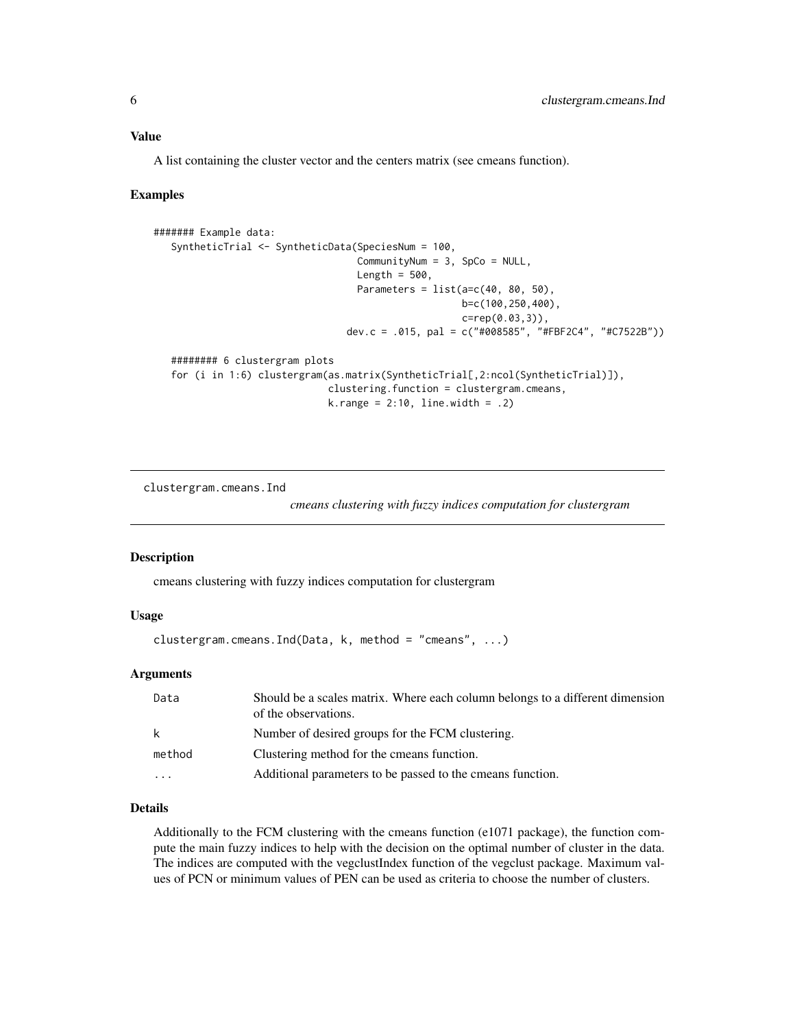### Value

A list containing the cluster vector and the centers matrix (see cmeans function).

### Examples

```
####### Example data:
   SyntheticTrial <- SyntheticData(SpeciesNum = 100,
                                   CommunityNum = 3, SpCo = NULL,
                                   Length = 500,
                                   Parameters = list(a=c(40, 80, 50),
                                                     b=c(100,250,400),
                                                     c=rep(0.03,3)),
                                 dev.c = .015, pal = c("#008585", "#FBF2C4", "#C7522B"))

   ######## 6 clustergram plots
   for (i in 1:6) clustergram(as.matrix(SyntheticTrial[,2:ncol(SyntheticTrial)]),
                              clustering.function = clustergram.cmeans,
                              k.range = 2:10, line.width = .2)
```

---

## clustergram.cmeans.Ind

*cmeans clustering with fuzzy indices computation for clustergram*

### Description

cmeans clustering with fuzzy indices computation for clustergram

### Usage

```
clustergram.cmeans.Ind(Data, k, method = "cmeans", ...)
```

### Arguments

| | |
|---|---|
| Data | Should be a scales matrix. Where each column belongs to a different dimension of the observations. |
| k | Number of desired groups for the FCM clustering. |
| method | Clustering method for the cmeans function. |
| ... | Additional parameters to be passed to the cmeans function. |

### Details

Additionally to the FCM clustering with the cmeans function (e1071 package), the function compute the main fuzzy indices to help with the decision on the optimal number of cluster in the data. The indices are computed with the vegclustIndex function of the vegclust package. Maximum values of PCN or minimum values of PEN can be used as criteria to choose the number of clusters.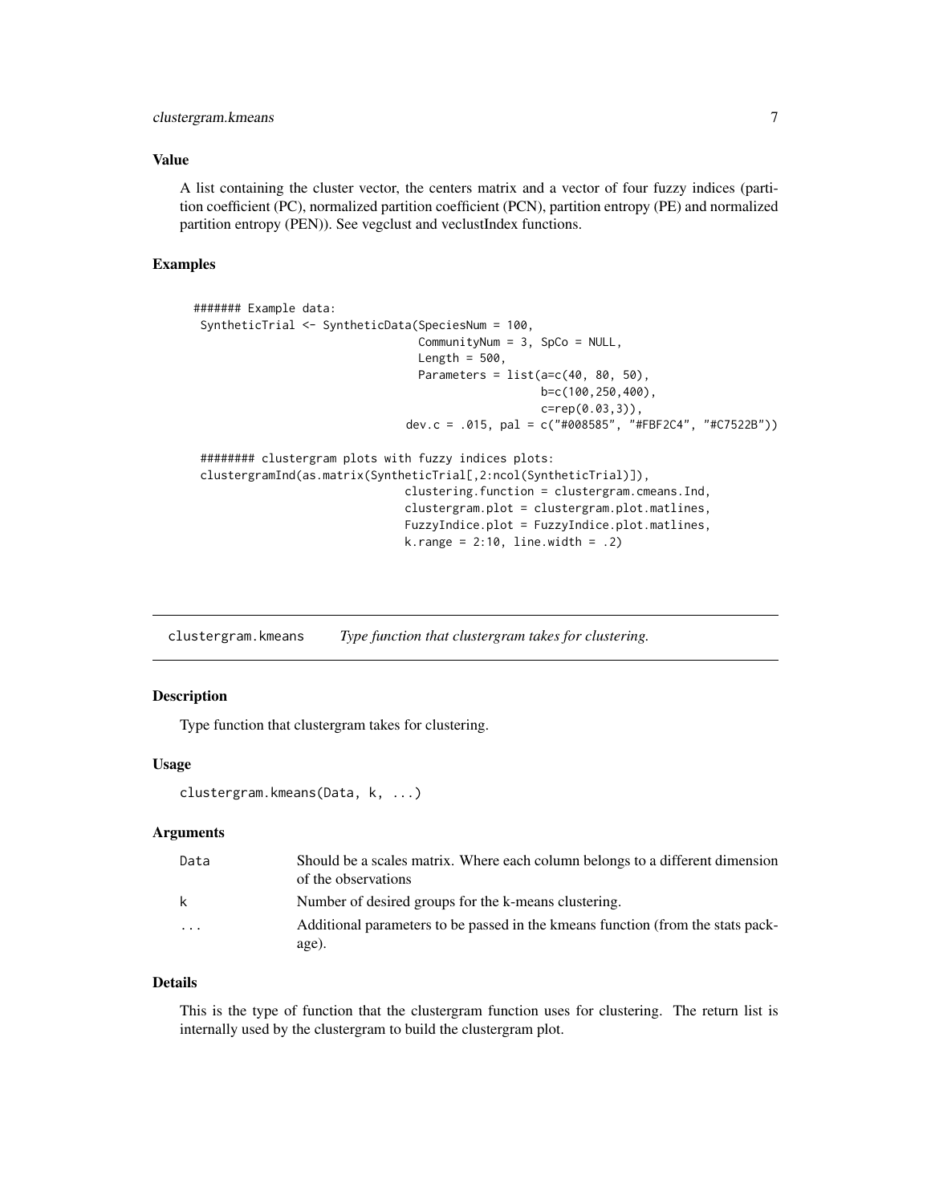### Value

A list containing the cluster vector, the centers matrix and a vector of four fuzzy indices (partition coefficient (PC), normalized partition coefficient (PCN), partition entropy (PE) and normalized partition entropy (PEN)). See vegclust and veclustIndex functions.

### Examples

```
####### Example data:
 SyntheticTrial <- SyntheticData(SpeciesNum = 100,
                                  CommunityNum = 3, SpCo = NULL,
                                  Length = 500,
                                  Parameters = list(a=c(40, 80, 50),
                                                    b=c(100,250,400),
                                                    c=rep(0.03,3)),
                                dev.c = .015, pal = c("#008585", "#FBF2C4", "#C7522B"))

 ######## clustergram plots with fuzzy indices plots:
 clustergramInd(as.matrix(SyntheticTrial[,2:ncol(SyntheticTrial)]),
                                clustering.function = clustergram.cmeans.Ind,
                                clustergram.plot = clustergram.plot.matlines,
                                FuzzyIndice.plot = FuzzyIndice.plot.matlines,
                                k.range = 2:10, line.width = .2)
```

## clustergram.kmeans *Type function that clustergram takes for clustering.*

### Description

Type function that clustergram takes for clustering.

### Usage

```
clustergram.kmeans(Data, k, ...)
```

### Arguments

| | |
|---|---|
| Data | Should be a scales matrix. Where each column belongs to a different dimension of the observations |
| k | Number of desired groups for the k-means clustering. |
| ... | Additional parameters to be passed in the kmeans function (from the stats package). |

### Details

This is the type of function that the clustergram function uses for clustering. The return list is internally used by the clustergram to build the clustergram plot.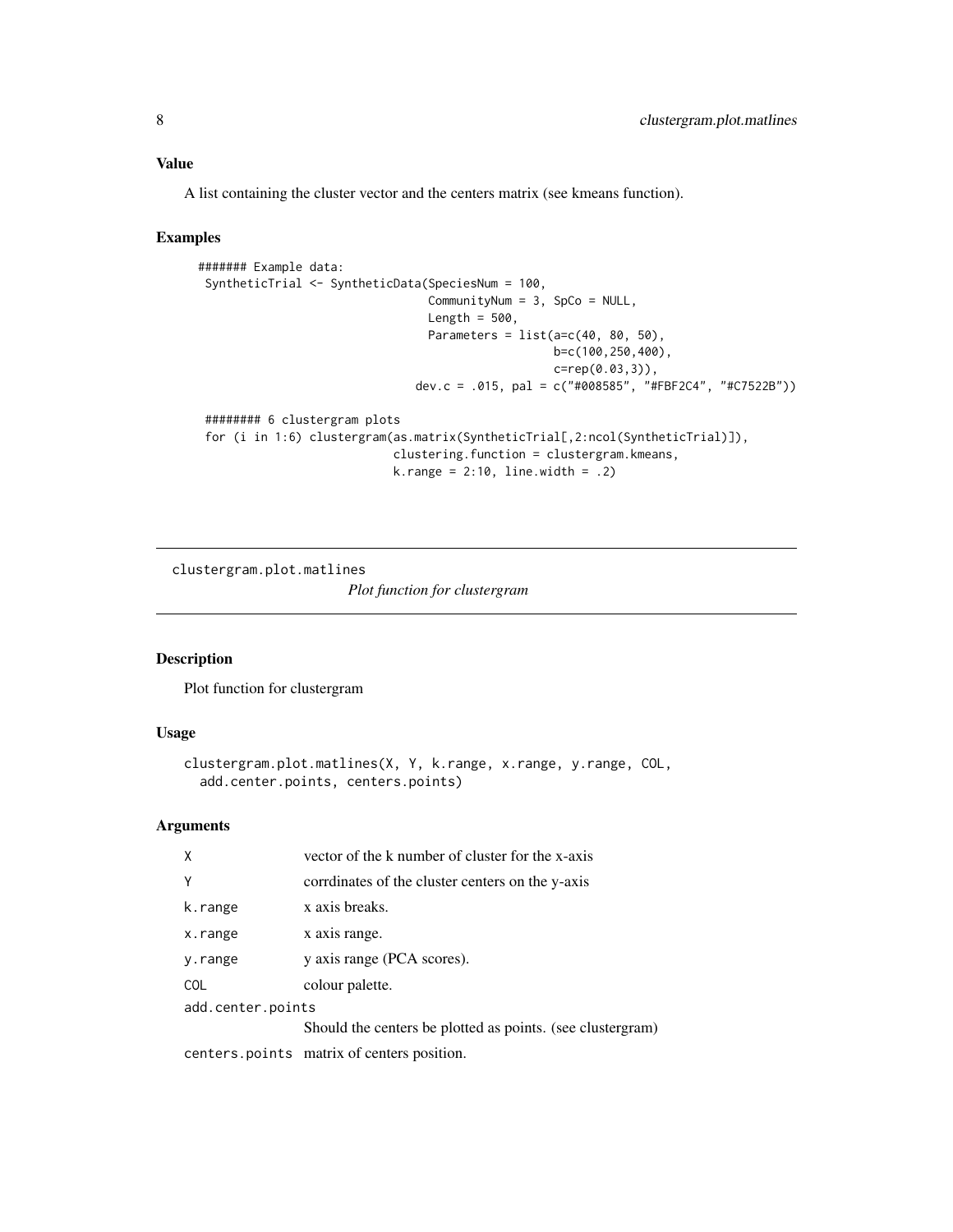## Value

A list containing the cluster vector and the centers matrix (see kmeans function).

## Examples

```
####### Example data:
 SyntheticTrial <- SyntheticData(SpeciesNum = 100,
                                 CommunityNum = 3, SpCo = NULL,
                                 Length = 500,
                                 Parameters = list(a=c(40, 80, 50),
                                                   b=c(100,250,400),
                                                   c=rep(0.03,3)),
                               dev.c = .015, pal = c("#008585", "#FBF2C4", "#C7522B"))

 ######## 6 clustergram plots
 for (i in 1:6) clustergram(as.matrix(SyntheticTrial[,2:ncol(SyntheticTrial)]),
                           clustering.function = clustergram.kmeans,
                           k.range = 2:10, line.width = .2)
```

---

# clustergram.plot.matlines

*Plot function for clustergram*

## Description

Plot function for clustergram

## Usage

```
clustergram.plot.matlines(X, Y, k.range, x.range, y.range, COL,
  add.center.points, centers.points)
```

## Arguments

| | |
|---|---|
| X | vector of the k number of cluster for the x-axis |
| Y | corrdinates of the cluster centers on the y-axis |
| k.range | x axis breaks. |
| x.range | x axis range. |
| y.range | y axis range (PCA scores). |
| COL | colour palette. |
| add.center.points | Should the centers be plotted as points. (see clustergram) |
| centers.points | matrix of centers position. |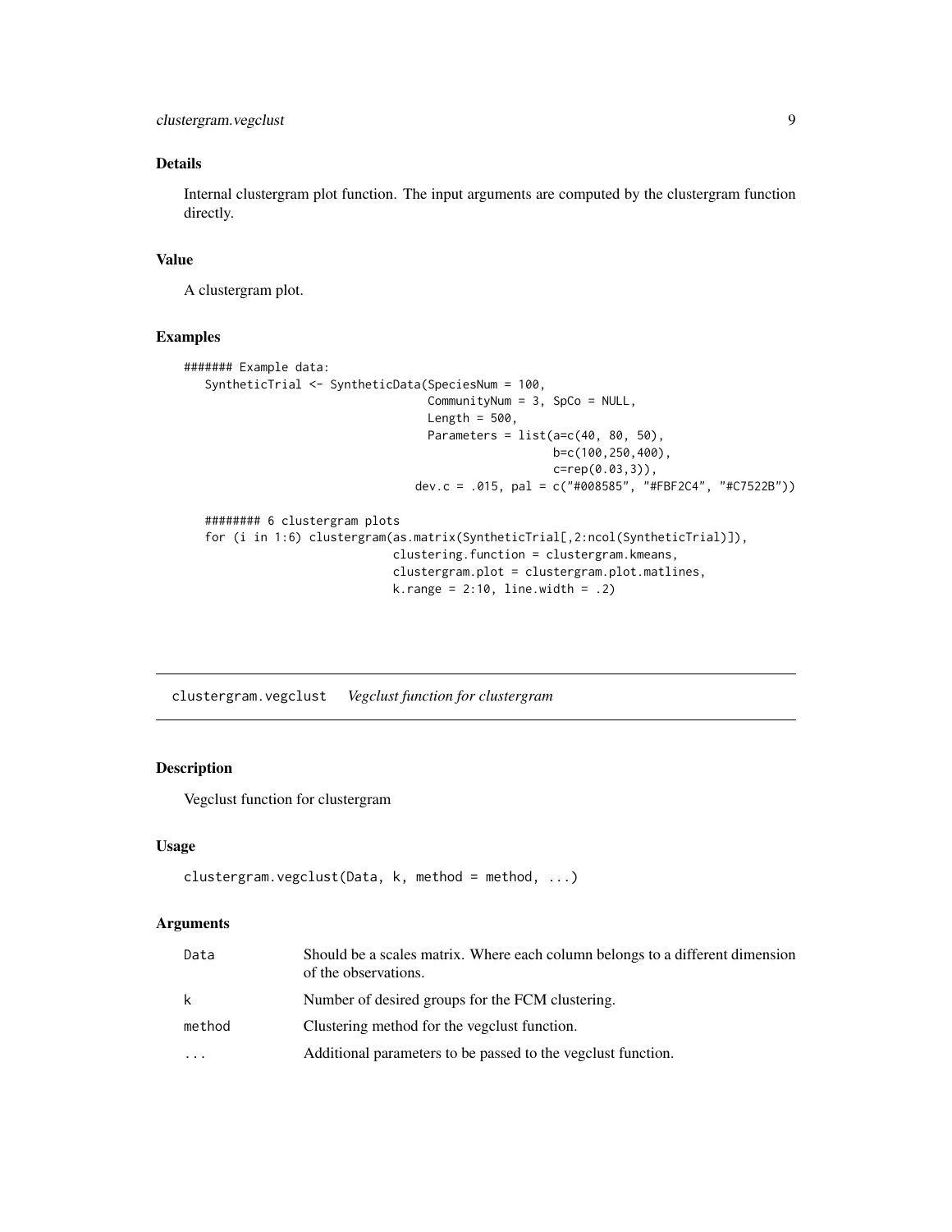## Details

Internal clustergram plot function. The input arguments are computed by the clustergram function directly.

## Value

A clustergram plot.

## Examples

```
####### Example data:
   SyntheticTrial <- SyntheticData(SpeciesNum = 100,
                                   CommunityNum = 3, SpCo = NULL,
                                   Length = 500,
                                   Parameters = list(a=c(40, 80, 50),
                                                     b=c(100,250,400),
                                                     c=rep(0.03,3)),
                                 dev.c = .015, pal = c("#008585", "#FBF2C4", "#C7522B"))

   ######## 6 clustergram plots
   for (i in 1:6) clustergram(as.matrix(SyntheticTrial[,2:ncol(SyntheticTrial)]),
                              clustering.function = clustergram.kmeans,
                              clustergram.plot = clustergram.plot.matlines,
                              k.range = 2:10, line.width = .2)
```

---

# clustergram.vegclust    *Vegclust function for clustergram*

## Description

Vegclust function for clustergram

## Usage

```
clustergram.vegclust(Data, k, method = method, ...)
```

## Arguments

| | |
|---|---|
| Data | Should be a scales matrix. Where each column belongs to a different dimension of the observations. |
| k | Number of desired groups for the FCM clustering. |
| method | Clustering method for the vegclust function. |
| ... | Additional parameters to be passed to the vegclust function. |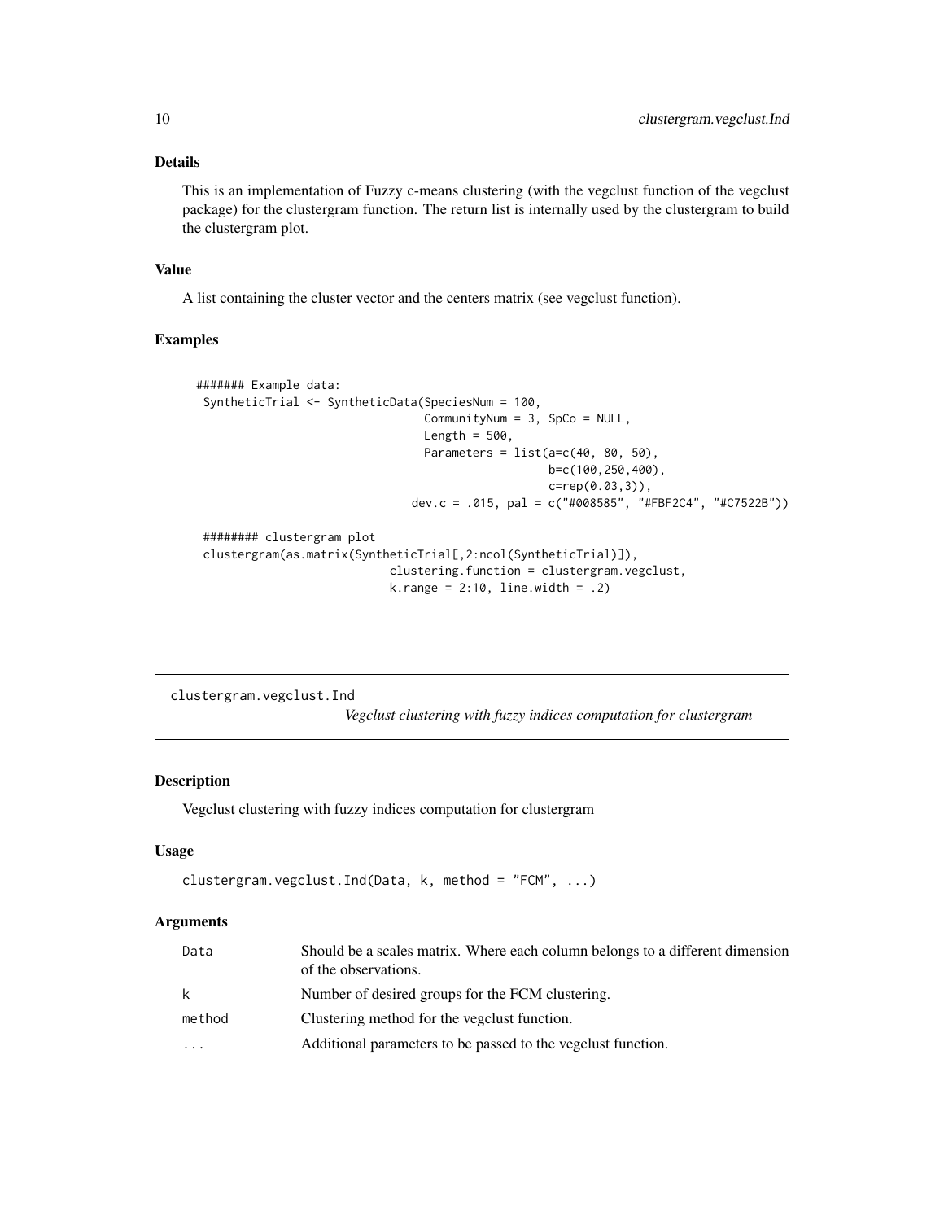### Details

This is an implementation of Fuzzy c-means clustering (with the vegclust function of the vegclust package) for the clustergram function. The return list is internally used by the clustergram to build the clustergram plot.

### Value

A list containing the cluster vector and the centers matrix (see vegclust function).

### Examples

```
####### Example data:
 SyntheticTrial <- SyntheticData(SpeciesNum = 100,
                                 CommunityNum = 3, SpCo = NULL,
                                 Length = 500,
                                 Parameters = list(a=c(40, 80, 50),
                                                   b=c(100,250,400),
                                                   c=rep(0.03,3)),
                               dev.c = .015, pal = c("#008585", "#FBF2C4", "#C7522B"))

 ######## clustergram plot
 clustergram(as.matrix(SyntheticTrial[,2:ncol(SyntheticTrial)]),
                          clustering.function = clustergram.vegclust,
                          k.range = 2:10, line.width = .2)
```

---

## clustergram.vegclust.Ind

*Vegclust clustering with fuzzy indices computation for clustergram*

---

### Description

Vegclust clustering with fuzzy indices computation for clustergram

### Usage

```
clustergram.vegclust.Ind(Data, k, method = "FCM", ...)
```

### Arguments

| | |
|---|---|
| Data | Should be a scales matrix. Where each column belongs to a different dimension of the observations. |
| k | Number of desired groups for the FCM clustering. |
| method | Clustering method for the vegclust function. |
| ... | Additional parameters to be passed to the vegclust function. |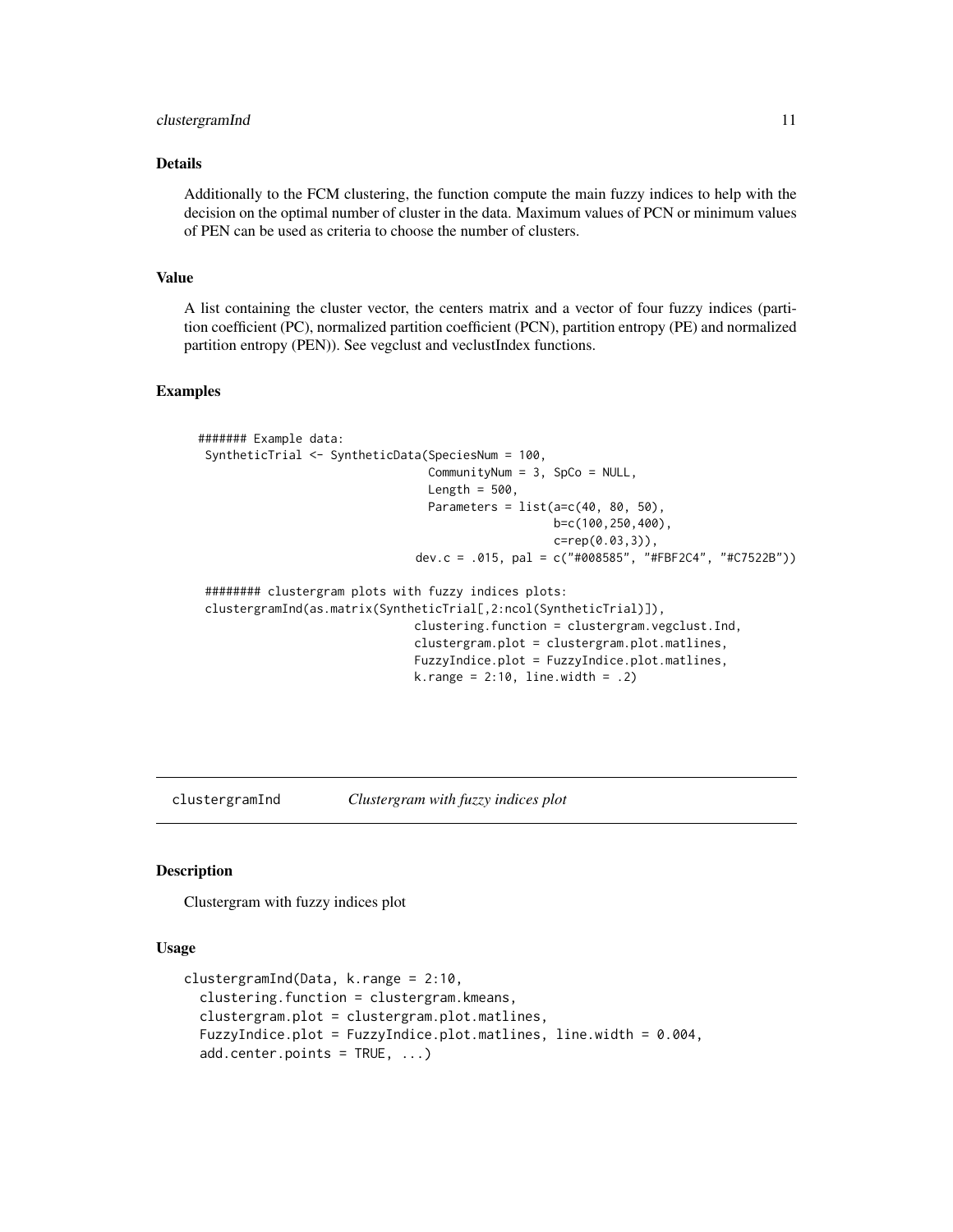## Details

Additionally to the FCM clustering, the function compute the main fuzzy indices to help with the decision on the optimal number of cluster in the data. Maximum values of PCN or minimum values of PEN can be used as criteria to choose the number of clusters.

## Value

A list containing the cluster vector, the centers matrix and a vector of four fuzzy indices (partition coefficient (PC), normalized partition coefficient (PCN), partition entropy (PE) and normalized partition entropy (PEN)). See vegclust and veclustIndex functions.

## Examples

```
####### Example data:
 SyntheticTrial <- SyntheticData(SpeciesNum = 100,
                                  CommunityNum = 3, SpCo = NULL,
                                  Length = 500,
                                  Parameters = list(a=c(40, 80, 50),
                                                    b=c(100,250,400),
                                                    c=rep(0.03,3)),
                                dev.c = .015, pal = c("#008585", "#FBF2C4", "#C7522B"))

 ######## clustergram plots with fuzzy indices plots:
 clustergramInd(as.matrix(SyntheticTrial[,2:ncol(SyntheticTrial)]),
                                clustering.function = clustergram.vegclust.Ind,
                                clustergram.plot = clustergram.plot.matlines,
                                FuzzyIndice.plot = FuzzyIndice.plot.matlines,
                                k.range = 2:10, line.width = .2)
```

---

# clustergramInd *Clustergram with fuzzy indices plot*

## Description

Clustergram with fuzzy indices plot

## Usage

```
clustergramInd(Data, k.range = 2:10,
  clustering.function = clustergram.kmeans,
  clustergram.plot = clustergram.plot.matlines,
  FuzzyIndice.plot = FuzzyIndice.plot.matlines, line.width = 0.004,
  add.center.points = TRUE, ...)
```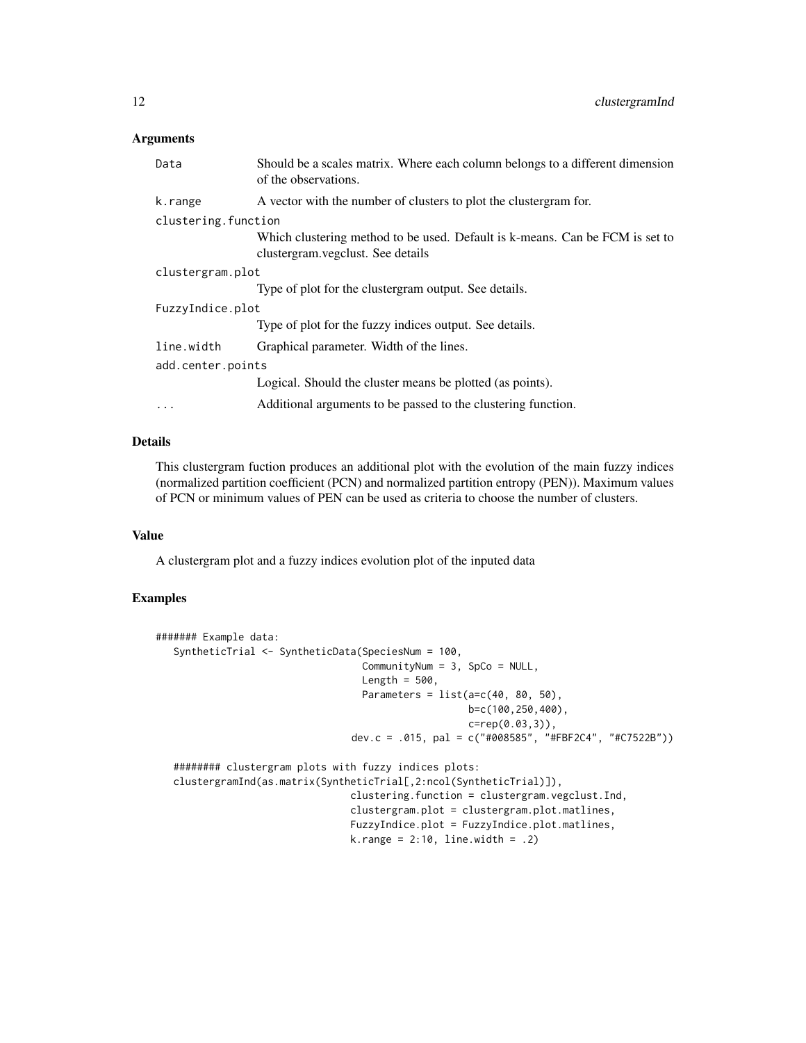### Arguments

| | |
|---|---|
| Data | Should be a scales matrix. Where each column belongs to a different dimension of the observations. |
| k.range | A vector with the number of clusters to plot the clustergram for. |
| clustering.function | Which clustering method to be used. Default is k-means. Can be FCM is set to clustergram.vegclust. See details |
| clustergram.plot | Type of plot for the clustergram output. See details. |
| FuzzyIndice.plot | Type of plot for the fuzzy indices output. See details. |
| line.width | Graphical parameter. Width of the lines. |
| add.center.points | Logical. Should the cluster means be plotted (as points). |
| ... | Additional arguments to be passed to the clustering function. |

### Details

This clustergram fuction produces an additional plot with the evolution of the main fuzzy indices (normalized partition coefficient (PCN) and normalized partition entropy (PEN)). Maximum values of PCN or minimum values of PEN can be used as criteria to choose the number of clusters.

### Value

A clustergram plot and a fuzzy indices evolution plot of the inputed data

### Examples

```
####### Example data:
   SyntheticTrial <- SyntheticData(SpeciesNum = 100,
                                   CommunityNum = 3, SpCo = NULL,
                                   Length = 500,
                                   Parameters = list(a=c(40, 80, 50),
                                                     b=c(100,250,400),
                                                     c=rep(0.03,3)),
                                 dev.c = .015, pal = c("#008585", "#FBF2C4", "#C7522B"))

   ######## clustergram plots with fuzzy indices plots:
   clustergramInd(as.matrix(SyntheticTrial[,2:ncol(SyntheticTrial)]),
                                clustering.function = clustergram.vegclust.Ind,
                                clustergram.plot = clustergram.plot.matlines,
                                FuzzyIndice.plot = FuzzyIndice.plot.matlines,
                                k.range = 2:10, line.width = .2)
```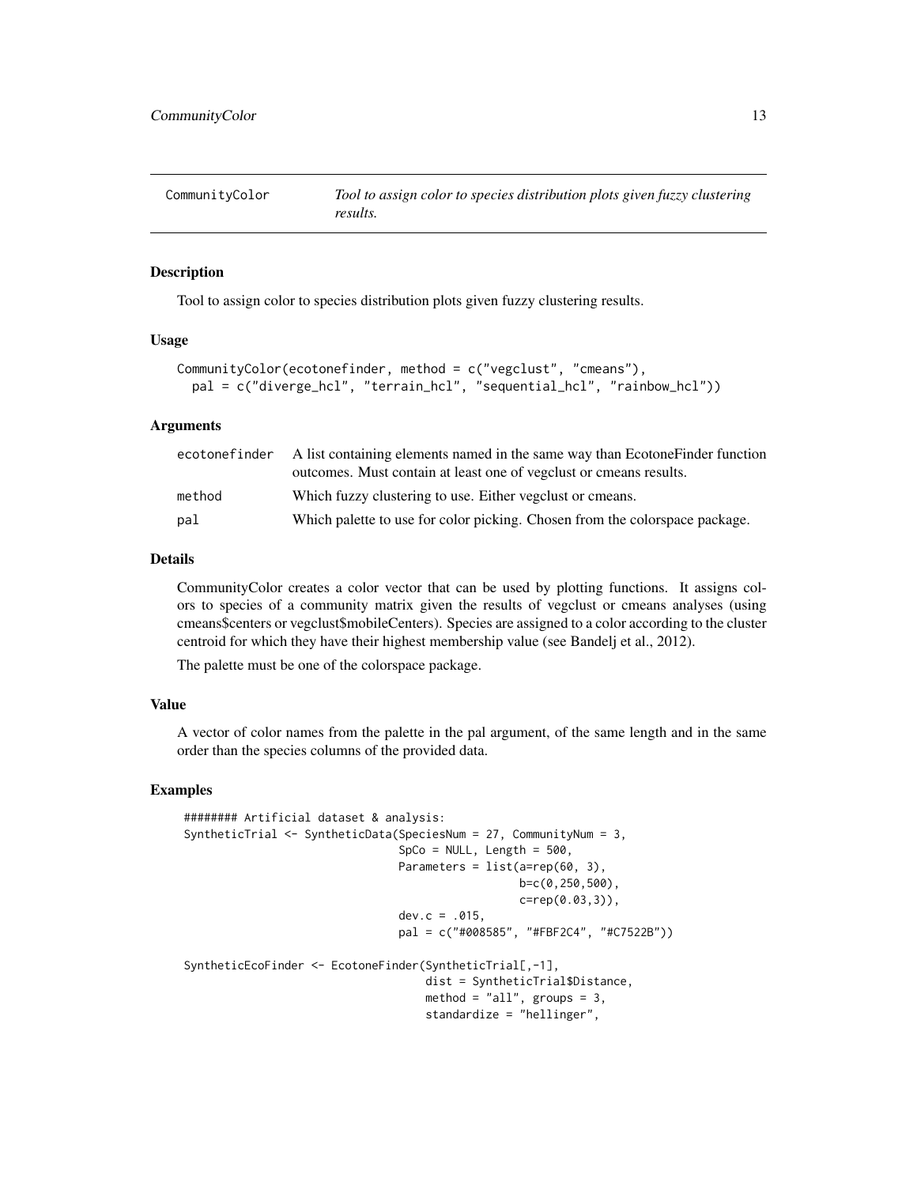## CommunityColor — *Tool to assign color to species distribution plots given fuzzy clustering results.*

### Description

Tool to assign color to species distribution plots given fuzzy clustering results.

### Usage

```
CommunityColor(ecotonefinder, method = c("vegclust", "cmeans"),
  pal = c("diverge_hcl", "terrain_hcl", "sequential_hcl", "rainbow_hcl"))
```

### Arguments

| | |
|---|---|
| `ecotonefinder` | A list containing elements named in the same way than EcotoneFinder function outcomes. Must contain at least one of vegclust or cmeans results. |
| `method` | Which fuzzy clustering to use. Either vegclust or cmeans. |
| `pal` | Which palette to use for color picking. Chosen from the colorspace package. |

### Details

CommunityColor creates a color vector that can be used by plotting functions. It assigns colors to species of a community matrix given the results of vegclust or cmeans analyses (using cmeans$centers or vegclust$mobileCenters). Species are assigned to a color according to the cluster centroid for which they have their highest membership value (see Bandelj et al., 2012).

The palette must be one of the colorspace package.

### Value

A vector of color names from the palette in the pal argument, of the same length and in the same order than the species columns of the provided data.

### Examples

```
######## Artificial dataset & analysis:
SyntheticTrial <- SyntheticData(SpeciesNum = 27, CommunityNum = 3,
                                SpCo = NULL, Length = 500,
                                Parameters = list(a=rep(60, 3),
                                                  b=c(0,250,500),
                                                  c=rep(0.03,3)),
                                dev.c = .015,
                                pal = c("#008585", "#FBF2C4", "#C7522B"))

SyntheticEcoFinder <- EcotoneFinder(SyntheticTrial[,-1],
                                    dist = SyntheticTrial$Distance,
                                    method = "all", groups = 3,
                                    standardize = "hellinger",
```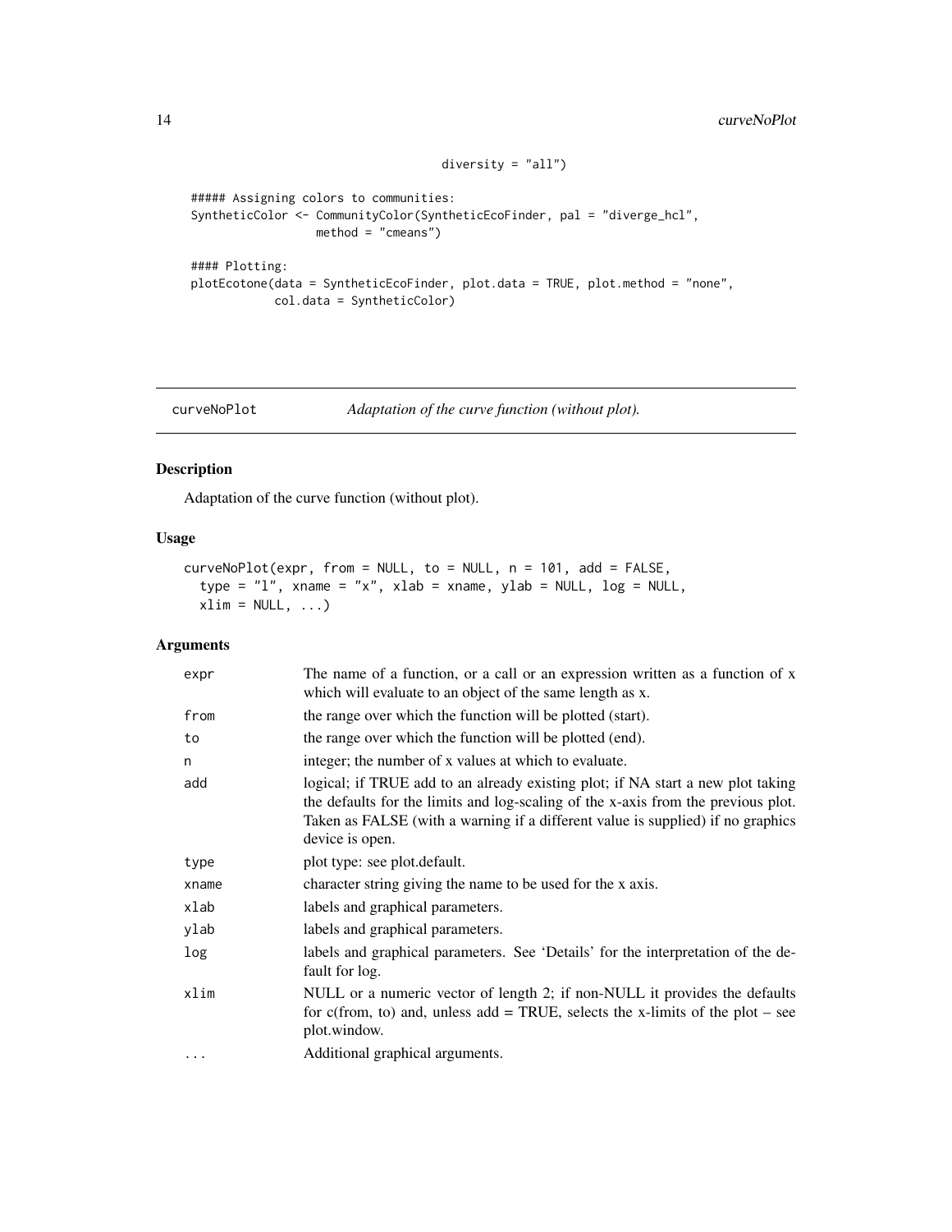```
                        diversity = "all")

##### Assigning colors to communities:
SyntheticColor <- CommunityColor(SyntheticEcoFinder, pal = "diverge_hcl",
                 method = "cmeans")

#### Plotting:
plotEcotone(data = SyntheticEcoFinder, plot.data = TRUE, plot.method = "none",
            col.data = SyntheticColor)
```

## curveNoPlot *Adaptation of the curve function (without plot).*

### Description

Adaptation of the curve function (without plot).

### Usage

```
curveNoPlot(expr, from = NULL, to = NULL, n = 101, add = FALSE,
  type = "l", xname = "x", xlab = xname, ylab = NULL, log = NULL,
  xlim = NULL, ...)
```

### Arguments

| | |
|---|---|
| expr | The name of a function, or a call or an expression written as a function of x which will evaluate to an object of the same length as x. |
| from | the range over which the function will be plotted (start). |
| to | the range over which the function will be plotted (end). |
| n | integer; the number of x values at which to evaluate. |
| add | logical; if TRUE add to an already existing plot; if NA start a new plot taking the defaults for the limits and log-scaling of the x-axis from the previous plot. Taken as FALSE (with a warning if a different value is supplied) if no graphics device is open. |
| type | plot type: see plot.default. |
| xname | character string giving the name to be used for the x axis. |
| xlab | labels and graphical parameters. |
| ylab | labels and graphical parameters. |
| log | labels and graphical parameters. See 'Details' for the interpretation of the default for log. |
| xlim | NULL or a numeric vector of length 2; if non-NULL it provides the defaults for c(from, to) and, unless add = TRUE, selects the x-limits of the plot – see plot.window. |
| ... | Additional graphical arguments. |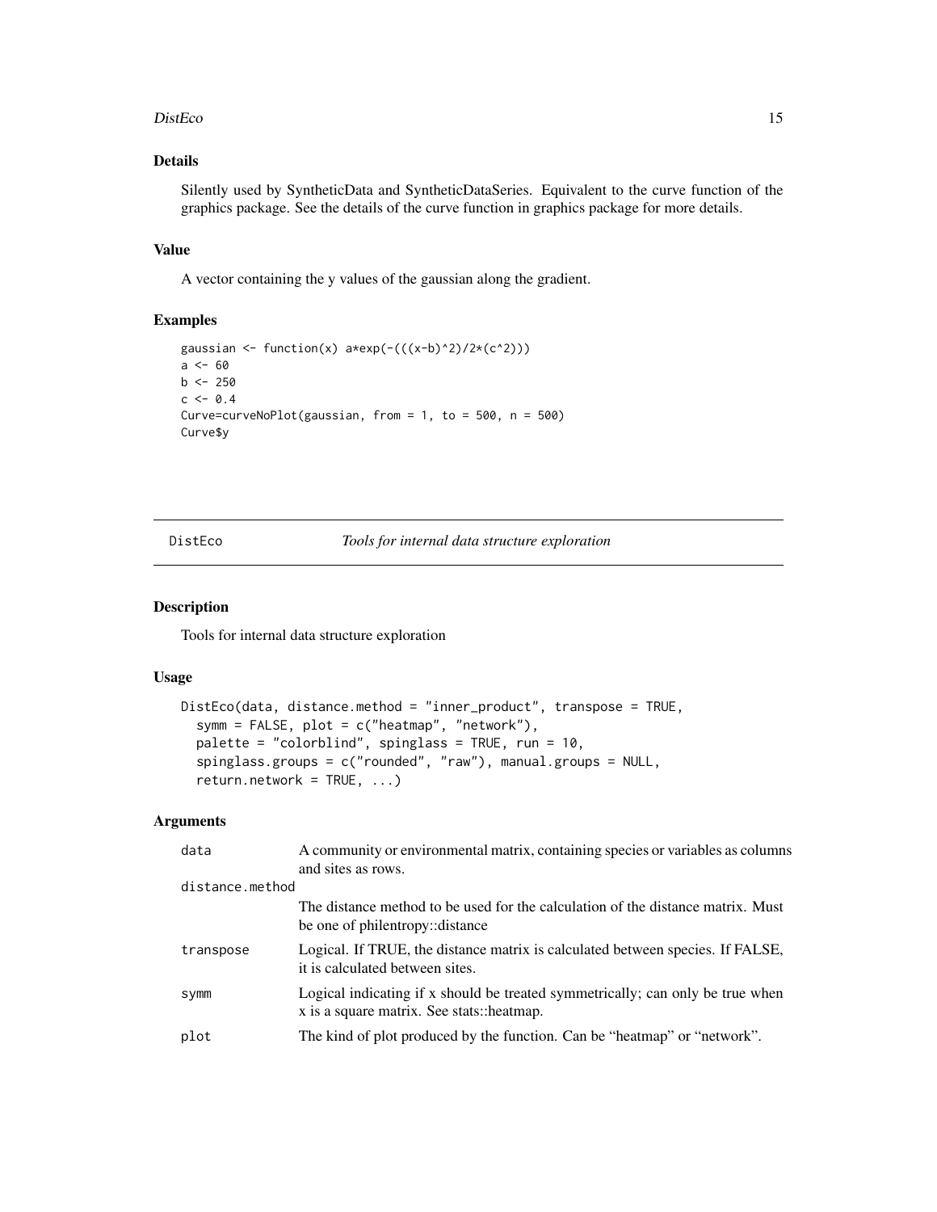## Details

Silently used by SyntheticData and SyntheticDataSeries. Equivalent to the curve function of the graphics package. See the details of the curve function in graphics package for more details.

## Value

A vector containing the y values of the gaussian along the gradient.

## Examples

```
gaussian <- function(x) a*exp(-(((x-b)^2)/2*(c^2)))
a <- 60
b <- 250
c <- 0.4
Curve=curveNoPlot(gaussian, from = 1, to = 500, n = 500)
Curve$y
```

---

# DistEco — *Tools for internal data structure exploration*

---

## Description

Tools for internal data structure exploration

## Usage

```
DistEco(data, distance.method = "inner_product", transpose = TRUE,
  symm = FALSE, plot = c("heatmap", "network"),
  palette = "colorblind", spinglass = TRUE, run = 10,
  spinglass.groups = c("rounded", "raw"), manual.groups = NULL,
  return.network = TRUE, ...)
```

## Arguments

| Argument | Description |
|---|---|
| `data` | A community or environmental matrix, containing species or variables as columns and sites as rows. |
| `distance.method` | The distance method to be used for the calculation of the distance matrix. Must be one of philentropy::distance |
| `transpose` | Logical. If TRUE, the distance matrix is calculated between species. If FALSE, it is calculated between sites. |
| `symm` | Logical indicating if x should be treated symmetrically; can only be true when x is a square matrix. See stats::heatmap. |
| `plot` | The kind of plot produced by the function. Can be "heatmap" or "network". |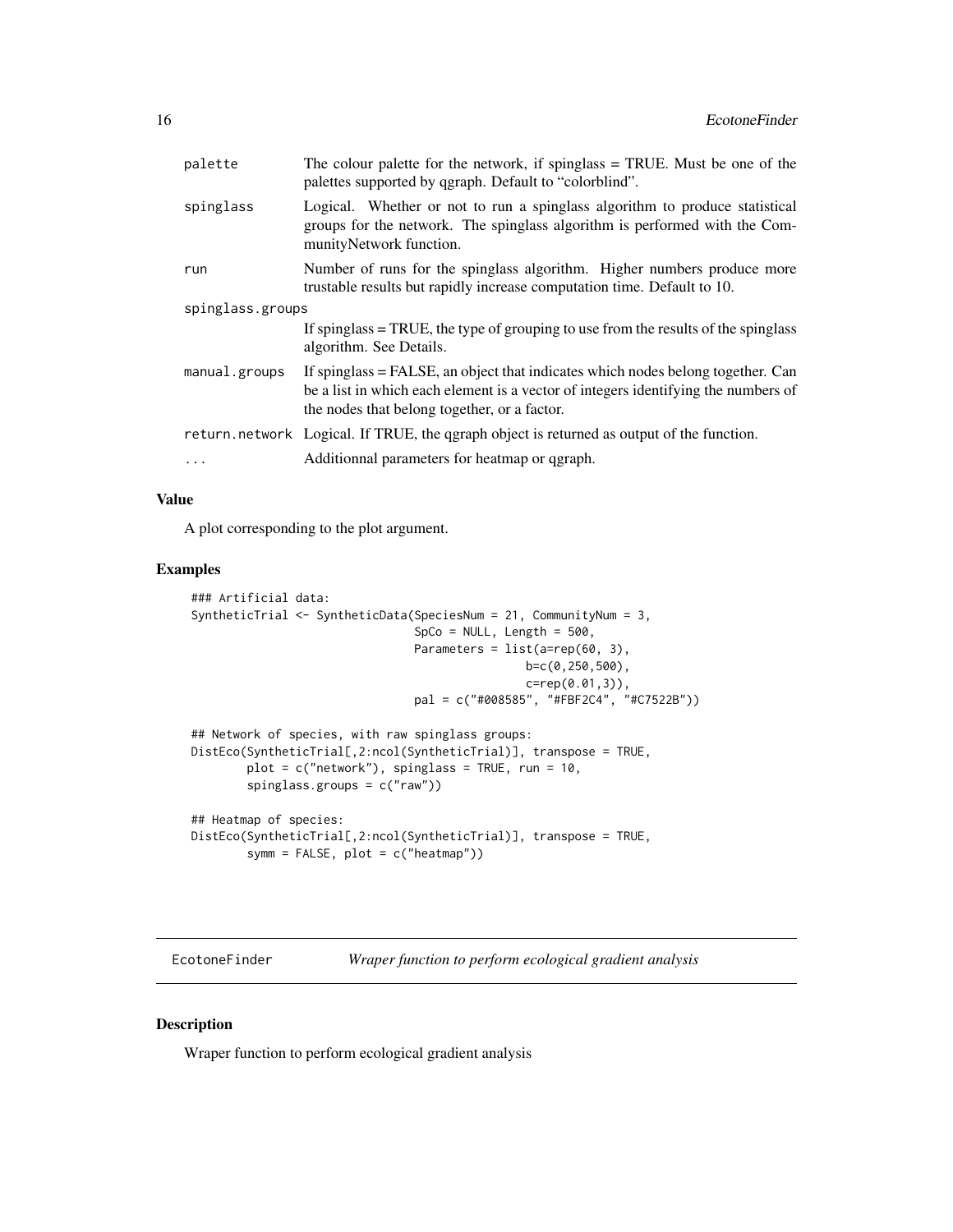| | |
|---|---|
| palette | The colour palette for the network, if spinglass = TRUE. Must be one of the palettes supported by qgraph. Default to "colorblind". |
| spinglass | Logical. Whether or not to run a spinglass algorithm to produce statistical groups for the network. The spinglass algorithm is performed with the CommunityNetwork function. |
| run | Number of runs for the spinglass algorithm. Higher numbers produce more trustable results but rapidly increase computation time. Default to 10. |
| spinglass.groups | If spinglass = TRUE, the type of grouping to use from the results of the spinglass algorithm. See Details. |
| manual.groups | If spinglass = FALSE, an object that indicates which nodes belong together. Can be a list in which each element is a vector of integers identifying the numbers of the nodes that belong together, or a factor. |
| return.network | Logical. If TRUE, the qgraph object is returned as output of the function. |
| ... | Additionnal parameters for heatmap or qgraph. |

### Value

A plot corresponding to the plot argument.

### Examples

```
### Artificial data:
SyntheticTrial <- SyntheticData(SpeciesNum = 21, CommunityNum = 3,
                                SpCo = NULL, Length = 500,
                                Parameters = list(a=rep(60, 3),
                                                  b=c(0,250,500),
                                                  c=rep(0.01,3)),
                                pal = c("#008585", "#FBF2C4", "#C7522B"))

## Network of species, with raw spinglass groups:
DistEco(SyntheticTrial[,2:ncol(SyntheticTrial)], transpose = TRUE,
        plot = c("network"), spinglass = TRUE, run = 10,
        spinglass.groups = c("raw"))

## Heatmap of species:
DistEco(SyntheticTrial[,2:ncol(SyntheticTrial)], transpose = TRUE,
        symm = FALSE, plot = c("heatmap"))
```

---

## EcotoneFinder *Wraper function to perform ecological gradient analysis*

### Description

Wraper function to perform ecological gradient analysis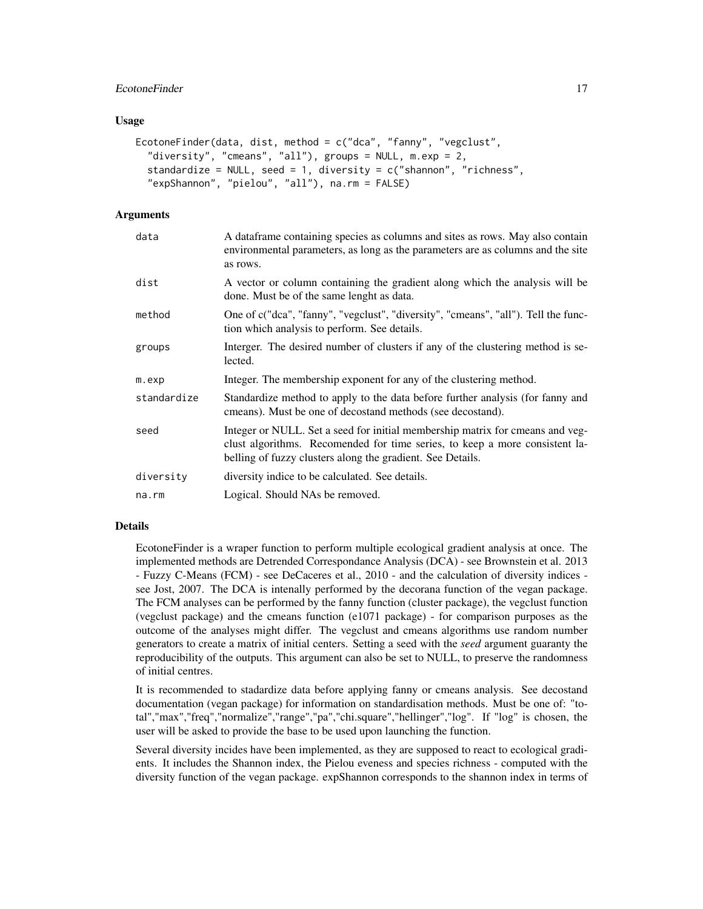### Usage

```
EcotoneFinder(data, dist, method = c("dca", "fanny", "vegclust",
  "diversity", "cmeans", "all"), groups = NULL, m.exp = 2,
  standardize = NULL, seed = 1, diversity = c("shannon", "richness",
  "expShannon", "pielou", "all"), na.rm = FALSE)
```

### Arguments

| | |
|---|---|
| data | A dataframe containing species as columns and sites as rows. May also contain environmental parameters, as long as the parameters are as columns and the site as rows. |
| dist | A vector or column containing the gradient along which the analysis will be done. Must be of the same lenght as data. |
| method | One of c("dca", "fanny", "vegclust", "diversity", "cmeans", "all"). Tell the function which analysis to perform. See details. |
| groups | Interger. The desired number of clusters if any of the clustering method is selected. |
| m.exp | Integer. The membership exponent for any of the clustering method. |
| standardize | Standardize method to apply to the data before further analysis (for fanny and cmeans). Must be one of decostand methods (see decostand). |
| seed | Integer or NULL. Set a seed for initial membership matrix for cmeans and vegclust algorithms. Recomended for time series, to keep a more consistent labelling of fuzzy clusters along the gradient. See Details. |
| diversity | diversity indice to be calculated. See details. |
| na.rm | Logical. Should NAs be removed. |

### Details

EcotoneFinder is a wraper function to perform multiple ecological gradient analysis at once. The implemented methods are Detrended Correspondance Analysis (DCA) - see Brownstein et al. 2013 - Fuzzy C-Means (FCM) - see DeCaceres et al., 2010 - and the calculation of diversity indices - see Jost, 2007. The DCA is intenally performed by the decorana function of the vegan package. The FCM analyses can be performed by the fanny function (cluster package), the vegclust function (vegclust package) and the cmeans function (e1071 package) - for comparison purposes as the outcome of the analyses might differ. The vegclust and cmeans algorithms use random number generators to create a matrix of initial centers. Setting a seed with the *seed* argument guaranty the reproducibility of the outputs. This argument can also be set to NULL, to preserve the randomness of initial centres.

It is recommended to stadardize data before applying fanny or cmeans analysis. See decostand documentation (vegan package) for information on standardisation methods. Must be one of: "total","max","freq","normalize","range","pa","chi.square","hellinger","log". If "log" is chosen, the user will be asked to provide the base to be used upon launching the function.

Several diversity incides have been implemented, as they are supposed to react to ecological gradients. It includes the Shannon index, the Pielou eveness and species richness - computed with the diversity function of the vegan package. expShannon corresponds to the shannon index in terms of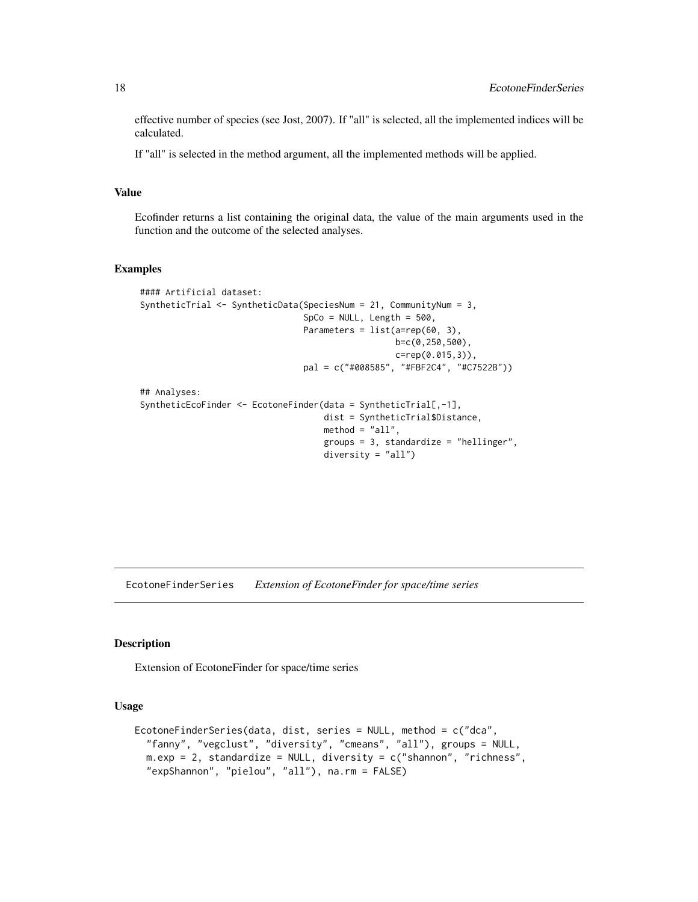effective number of species (see Jost, 2007). If "all" is selected, all the implemented indices will be calculated.

If "all" is selected in the method argument, all the implemented methods will be applied.

### Value

Ecofinder returns a list containing the original data, the value of the main arguments used in the function and the outcome of the selected analyses.

### Examples

```
#### Artificial dataset:
SyntheticTrial <- SyntheticData(SpeciesNum = 21, CommunityNum = 3,
                                SpCo = NULL, Length = 500,
                                Parameters = list(a=rep(60, 3),
                                                  b=c(0,250,500),
                                                  c=rep(0.015,3)),
                                pal = c("#008585", "#FBF2C4", "#C7522B"))

## Analyses:
SyntheticEcoFinder <- EcotoneFinder(data = SyntheticTrial[,-1],
                                    dist = SyntheticTrial$Distance,
                                    method = "all",
                                    groups = 3, standardize = "hellinger",
                                    diversity = "all")
```

---

## EcotoneFinderSeries *Extension of EcotoneFinder for space/time series*

### Description

Extension of EcotoneFinder for space/time series

### Usage

```
EcotoneFinderSeries(data, dist, series = NULL, method = c("dca",
  "fanny", "vegclust", "diversity", "cmeans", "all"), groups = NULL,
  m.exp = 2, standardize = NULL, diversity = c("shannon", "richness",
  "expShannon", "pielou", "all"), na.rm = FALSE)
```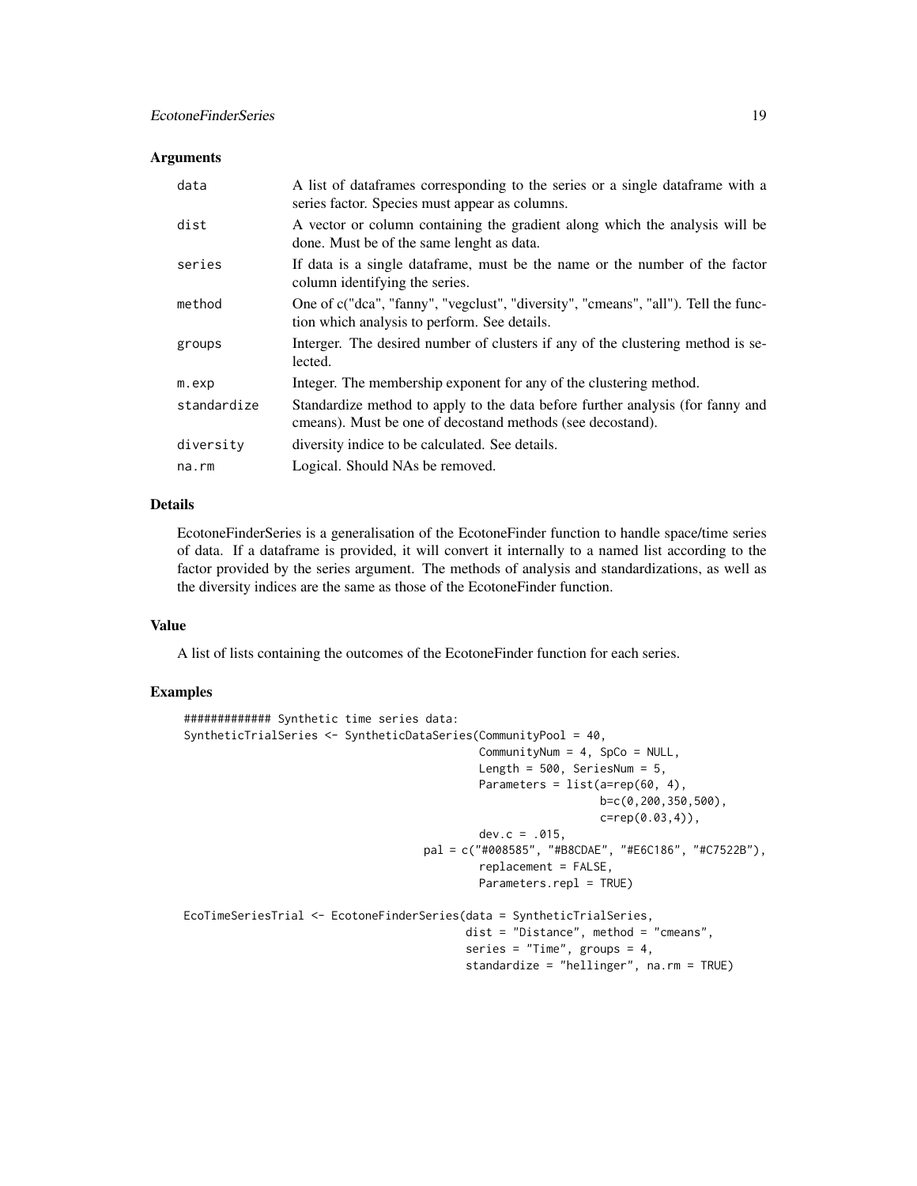## Arguments

| | |
|---|---|
| data | A list of dataframes corresponding to the series or a single dataframe with a series factor. Species must appear as columns. |
| dist | A vector or column containing the gradient along which the analysis will be done. Must be of the same lenght as data. |
| series | If data is a single dataframe, must be the name or the number of the factor column identifying the series. |
| method | One of c("dca", "fanny", "vegclust", "diversity", "cmeans", "all"). Tell the function which analysis to perform. See details. |
| groups | Interger. The desired number of clusters if any of the clustering method is selected. |
| m.exp | Integer. The membership exponent for any of the clustering method. |
| standardize | Standardize method to apply to the data before further analysis (for fanny and cmeans). Must be one of decostand methods (see decostand). |
| diversity | diversity indice to be calculated. See details. |
| na.rm | Logical. Should NAs be removed. |

## Details

EcotoneFinderSeries is a generalisation of the EcotoneFinder function to handle space/time series of data. If a dataframe is provided, it will convert it internally to a named list according to the factor provided by the series argument. The methods of analysis and standardizations, as well as the diversity indices are the same as those of the EcotoneFinder function.

## Value

A list of lists containing the outcomes of the EcotoneFinder function for each series.

## Examples

```
############# Synthetic time series data:
SyntheticTrialSeries <- SyntheticDataSeries(CommunityPool = 40,
                                            CommunityNum = 4, SpCo = NULL,
                                            Length = 500, SeriesNum = 5,
                                            Parameters = list(a=rep(60, 4),
                                                              b=c(0,200,350,500),
                                                              c=rep(0.03,4)),
                                            dev.c = .015,
                                    pal = c("#008585", "#B8CDAE", "#E6C186", "#C7522B"),
                                            replacement = FALSE,
                                            Parameters.repl = TRUE)

EcoTimeSeriesTrial <- EcotoneFinderSeries(data = SyntheticTrialSeries,
                                          dist = "Distance", method = "cmeans",
                                          series = "Time", groups = 4,
                                          standardize = "hellinger", na.rm = TRUE)
```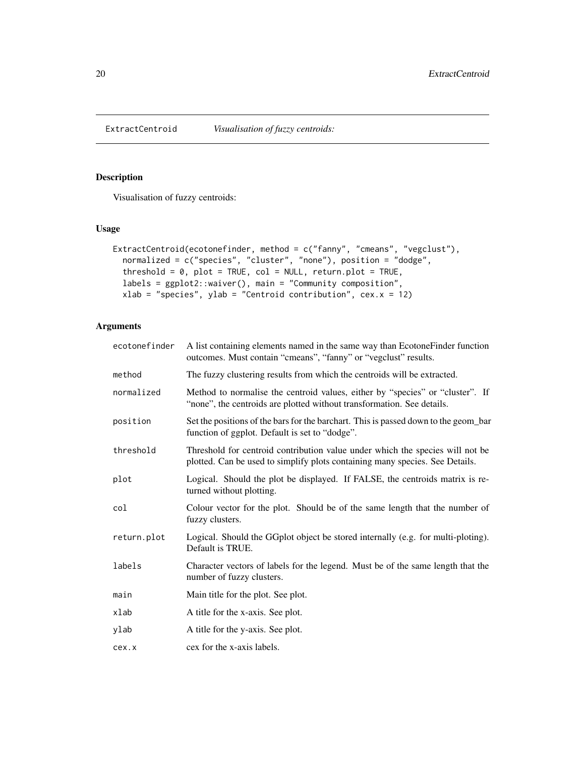ExtractCentroid *Visualisation of fuzzy centroids:*

## Description

Visualisation of fuzzy centroids:

## Usage

```
ExtractCentroid(ecotonefinder, method = c("fanny", "cmeans", "vegclust"),
  normalized = c("species", "cluster", "none"), position = "dodge",
  threshold = 0, plot = TRUE, col = NULL, return.plot = TRUE,
  labels = ggplot2::waiver(), main = "Community composition",
  xlab = "species", ylab = "Centroid contribution", cex.x = 12)
```

## Arguments

| | |
|---|---|
| ecotonefinder | A list containing elements named in the same way than EcotoneFinder function outcomes. Must contain "cmeans", "fanny" or "vegclust" results. |
| method | The fuzzy clustering results from which the centroids will be extracted. |
| normalized | Method to normalise the centroid values, either by "species" or "cluster". If "none", the centroids are plotted without transformation. See details. |
| position | Set the positions of the bars for the barchart. This is passed down to the geom_bar function of ggplot. Default is set to "dodge". |
| threshold | Threshold for centroid contribution value under which the species will not be plotted. Can be used to simplify plots containing many species. See Details. |
| plot | Logical. Should the plot be displayed. If FALSE, the centroids matrix is returned without plotting. |
| col | Colour vector for the plot. Should be of the same length that the number of fuzzy clusters. |
| return.plot | Logical. Should the GGplot object be stored internally (e.g. for multi-ploting). Default is TRUE. |
| labels | Character vectors of labels for the legend. Must be of the same length that the number of fuzzy clusters. |
| main | Main title for the plot. See plot. |
| xlab | A title for the x-axis. See plot. |
| ylab | A title for the y-axis. See plot. |
| cex.x | cex for the x-axis labels. |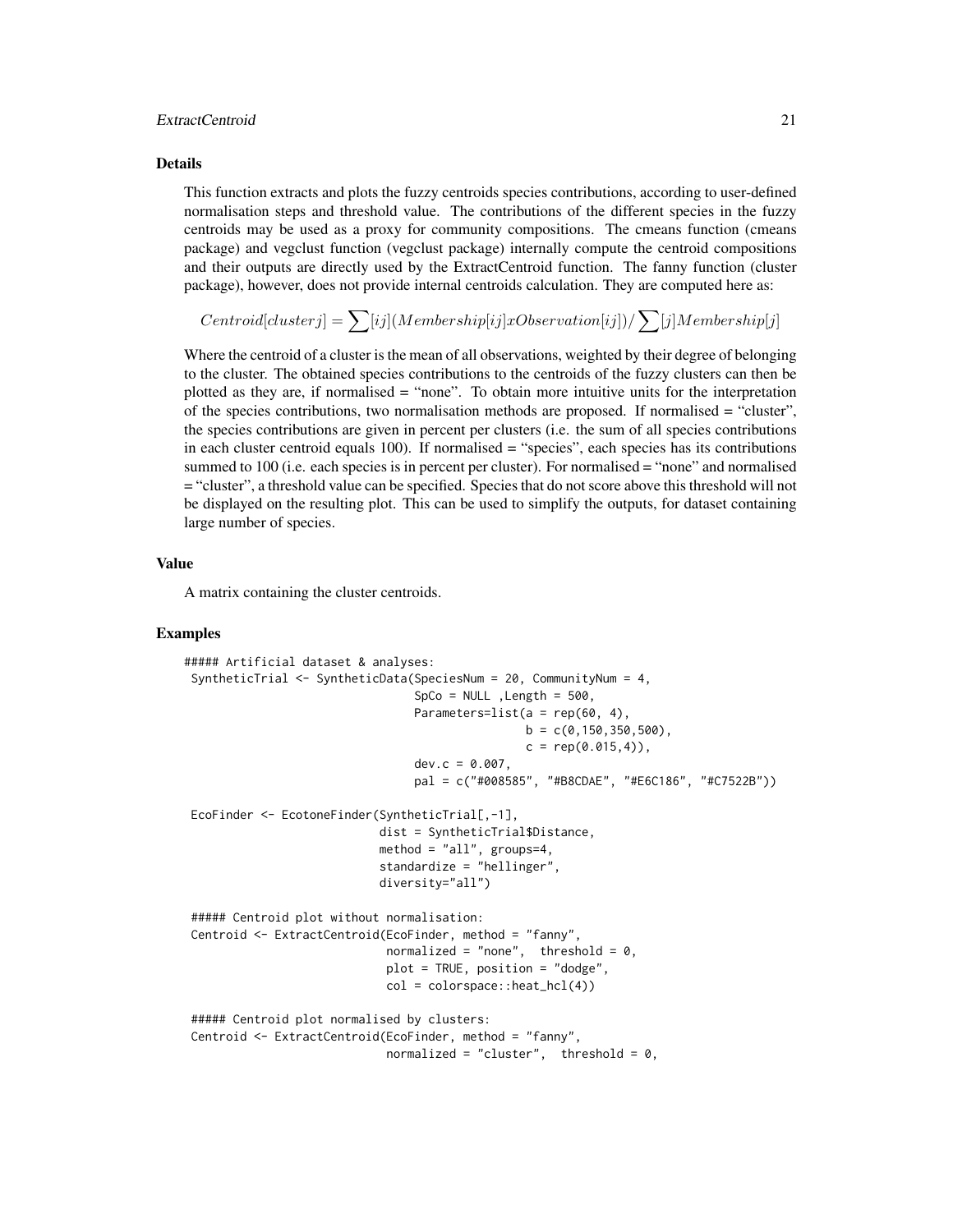### Details

This function extracts and plots the fuzzy centroids species contributions, according to user-defined normalisation steps and threshold value. The contributions of the different species in the fuzzy centroids may be used as a proxy for community compositions. The cmeans function (cmeans package) and vegclust function (vegclust package) internally compute the centroid compositions and their outputs are directly used by the ExtractCentroid function. The fanny function (cluster package), however, does not provide internal centroids calculation. They are computed here as:

$$Centroid[cluster j] = \sum[ij](Membership[ij]xObservation[ij]) / \sum[j]Membership[j]$$

Where the centroid of a cluster is the mean of all observations, weighted by their degree of belonging to the cluster. The obtained species contributions to the centroids of the fuzzy clusters can then be plotted as they are, if normalised = "none". To obtain more intuitive units for the interpretation of the species contributions, two normalisation methods are proposed. If normalised = "cluster", the species contributions are given in percent per clusters (i.e. the sum of all species contributions in each cluster centroid equals 100). If normalised = "species", each species has its contributions summed to 100 (i.e. each species is in percent per cluster). For normalised = "none" and normalised = "cluster", a threshold value can be specified. Species that do not score above this threshold will not be displayed on the resulting plot. This can be used to simplify the outputs, for dataset containing large number of species.

### Value

A matrix containing the cluster centroids.

### Examples

```
##### Artificial dataset & analyses:
 SyntheticTrial <- SyntheticData(SpeciesNum = 20, CommunityNum = 4,
                                 SpCo = NULL ,Length = 500,
                                 Parameters=list(a = rep(60, 4),
                                                 b = c(0,150,350,500),
                                                 c = rep(0.015,4)),
                                 dev.c = 0.007,
                                 pal = c("#008585", "#B8CDAE", "#E6C186", "#C7522B"))

 EcoFinder <- EcotoneFinder(SyntheticTrial[,-1],
                            dist = SyntheticTrial$Distance,
                            method = "all", groups=4,
                            standardize = "hellinger",
                            diversity="all")

 ##### Centroid plot without normalisation:
 Centroid <- ExtractCentroid(EcoFinder, method = "fanny",
                             normalized = "none",  threshold = 0,
                             plot = TRUE, position = "dodge",
                             col = colorspace::heat_hcl(4))

 ##### Centroid plot normalised by clusters:
 Centroid <- ExtractCentroid(EcoFinder, method = "fanny",
                             normalized = "cluster",  threshold = 0,
```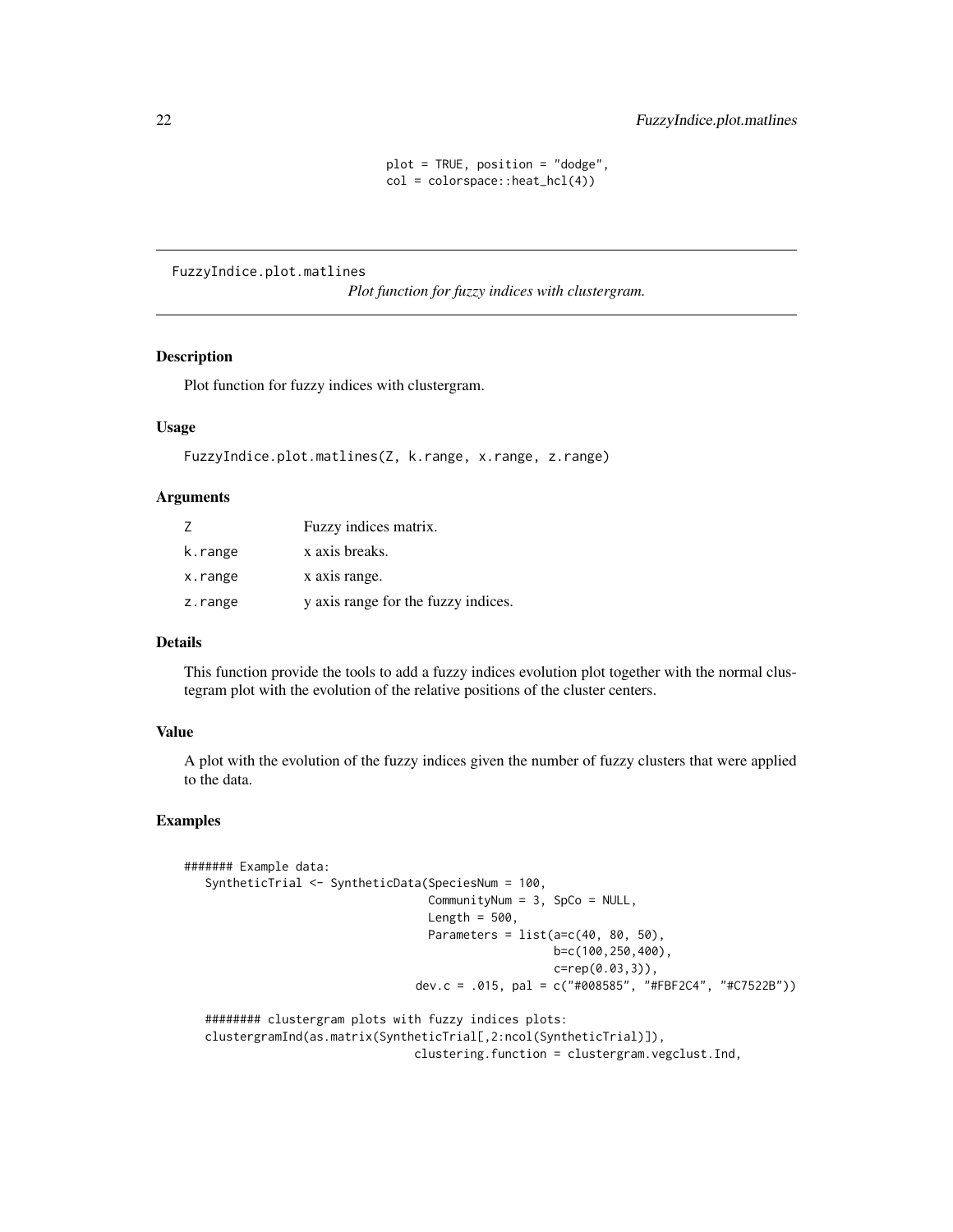```
plot = TRUE, position = "dodge",
col = colorspace::heat_hcl(4))
```

---

FuzzyIndice.plot.matlines    *Plot function for fuzzy indices with clustergram.*

---

## Description

Plot function for fuzzy indices with clustergram.

## Usage

```
FuzzyIndice.plot.matlines(Z, k.range, x.range, z.range)
```

## Arguments

| | |
|---|---|
| Z | Fuzzy indices matrix. |
| k.range | x axis breaks. |
| x.range | x axis range. |
| z.range | y axis range for the fuzzy indices. |

## Details

This function provide the tools to add a fuzzy indices evolution plot together with the normal clustegram plot with the evolution of the relative positions of the cluster centers.

## Value

A plot with the evolution of the fuzzy indices given the number of fuzzy clusters that were applied to the data.

## Examples

```
####### Example data:
   SyntheticTrial <- SyntheticData(SpeciesNum = 100,
                                   CommunityNum = 3, SpCo = NULL,
                                   Length = 500,
                                   Parameters = list(a=c(40, 80, 50),
                                                     b=c(100,250,400),
                                                     c=rep(0.03,3)),
                                 dev.c = .015, pal = c("#008585", "#FBF2C4", "#C7522B"))

   ######## clustergram plots with fuzzy indices plots:
   clustergramInd(as.matrix(SyntheticTrial[,2:ncol(SyntheticTrial)]),
                                 clustering.function = clustergram.vegclust.Ind,
```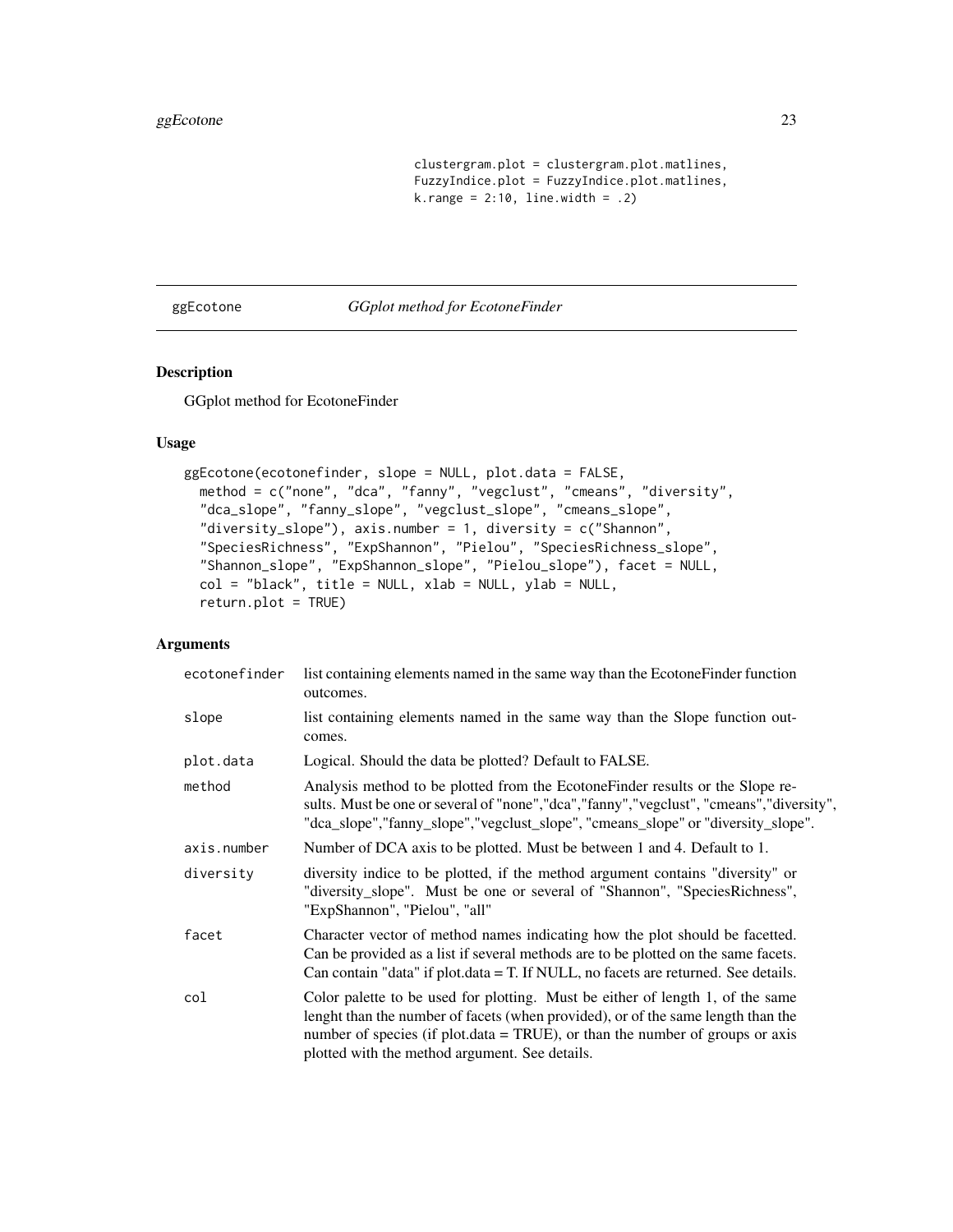```
clustergram.plot = clustergram.plot.matlines,
FuzzyIndice.plot = FuzzyIndice.plot.matlines,
k.range = 2:10, line.width = .2)
```

## ggEcotone *GGplot method for EcotoneFinder*

### Description

GGplot method for EcotoneFinder

### Usage

```
ggEcotone(ecotonefinder, slope = NULL, plot.data = FALSE,
  method = c("none", "dca", "fanny", "vegclust", "cmeans", "diversity",
  "dca_slope", "fanny_slope", "vegclust_slope", "cmeans_slope",
  "diversity_slope"), axis.number = 1, diversity = c("Shannon",
  "SpeciesRichness", "ExpShannon", "Pielou", "SpeciesRichness_slope",
  "Shannon_slope", "ExpShannon_slope", "Pielou_slope"), facet = NULL,
  col = "black", title = NULL, xlab = NULL, ylab = NULL,
  return.plot = TRUE)
```

### Arguments

| | |
|---|---|
| ecotonefinder | list containing elements named in the same way than the EcotoneFinder function outcomes. |
| slope | list containing elements named in the same way than the Slope function outcomes. |
| plot.data | Logical. Should the data be plotted? Default to FALSE. |
| method | Analysis method to be plotted from the EcotoneFinder results or the Slope results. Must be one or several of "none","dca","fanny","vegclust", "cmeans","diversity", "dca_slope","fanny_slope","vegclust_slope", "cmeans_slope" or "diversity_slope". |
| axis.number | Number of DCA axis to be plotted. Must be between 1 and 4. Default to 1. |
| diversity | diversity indice to be plotted, if the method argument contains "diversity" or "diversity_slope". Must be one or several of "Shannon", "SpeciesRichness", "ExpShannon", "Pielou", "all" |
| facet | Character vector of method names indicating how the plot should be facetted. Can be provided as a list if several methods are to be plotted on the same facets. Can contain "data" if plot.data = T. If NULL, no facets are returned. See details. |
| col | Color palette to be used for plotting. Must be either of length 1, of the same lenght than the number of facets (when provided), or of the same length than the number of species (if plot.data = TRUE), or than the number of groups or axis plotted with the method argument. See details. |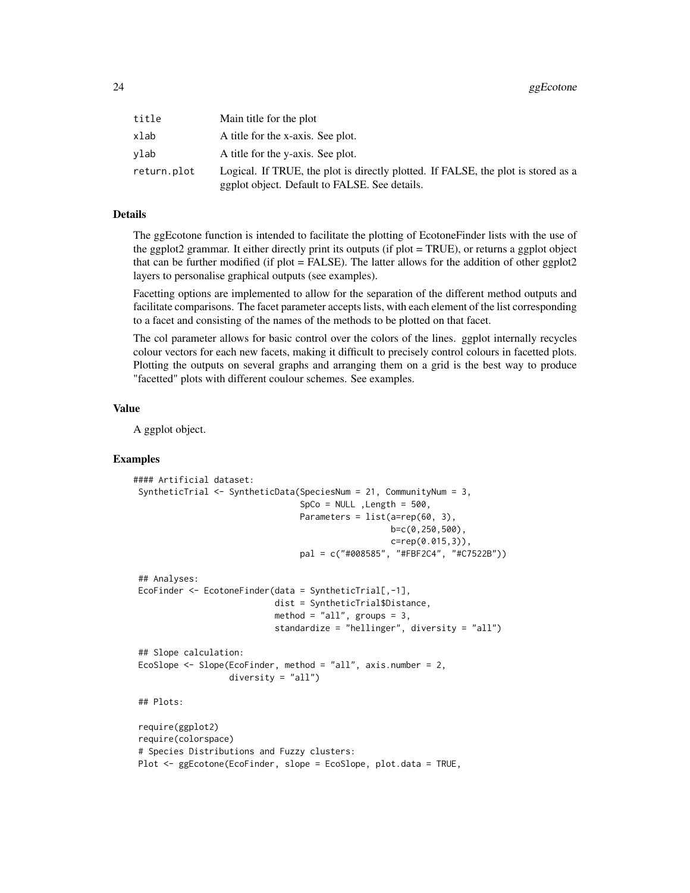| | |
|---|---|
| title | Main title for the plot |
| xlab | A title for the x-axis. See plot. |
| ylab | A title for the y-axis. See plot. |
| return.plot | Logical. If TRUE, the plot is directly plotted. If FALSE, the plot is stored as a ggplot object. Default to FALSE. See details. |

### Details

The ggEcotone function is intended to facilitate the plotting of EcotoneFinder lists with the use of the ggplot2 grammar. It either directly print its outputs (if plot = TRUE), or returns a ggplot object that can be further modified (if plot = FALSE). The latter allows for the addition of other ggplot2 layers to personalise graphical outputs (see examples).

Facetting options are implemented to allow for the separation of the different method outputs and facilitate comparisons. The facet parameter accepts lists, with each element of the list corresponding to a facet and consisting of the names of the methods to be plotted on that facet.

The col parameter allows for basic control over the colors of the lines. ggplot internally recycles colour vectors for each new facets, making it difficult to precisely control colours in facetted plots. Plotting the outputs on several graphs and arranging them on a grid is the best way to produce "facetted" plots with different coulour schemes. See examples.

### Value

A ggplot object.

### Examples

```
#### Artificial dataset:
 SyntheticTrial <- SyntheticData(SpeciesNum = 21, CommunityNum = 3,
                                 SpCo = NULL ,Length = 500,
                                 Parameters = list(a=rep(60, 3),
                                                   b=c(0,250,500),
                                                   c=rep(0.015,3)),
                                 pal = c("#008585", "#FBF2C4", "#C7522B"))

 ## Analyses:
 EcoFinder <- EcotoneFinder(data = SyntheticTrial[,-1],
                            dist = SyntheticTrial$Distance,
                            method = "all", groups = 3,
                            standardize = "hellinger", diversity = "all")

 ## Slope calculation:
 EcoSlope <- Slope(EcoFinder, method = "all", axis.number = 2,
                   diversity = "all")

 ## Plots:

 require(ggplot2)
 require(colorspace)
 # Species Distributions and Fuzzy clusters:
 Plot <- ggEcotone(EcoFinder, slope = EcoSlope, plot.data = TRUE,
```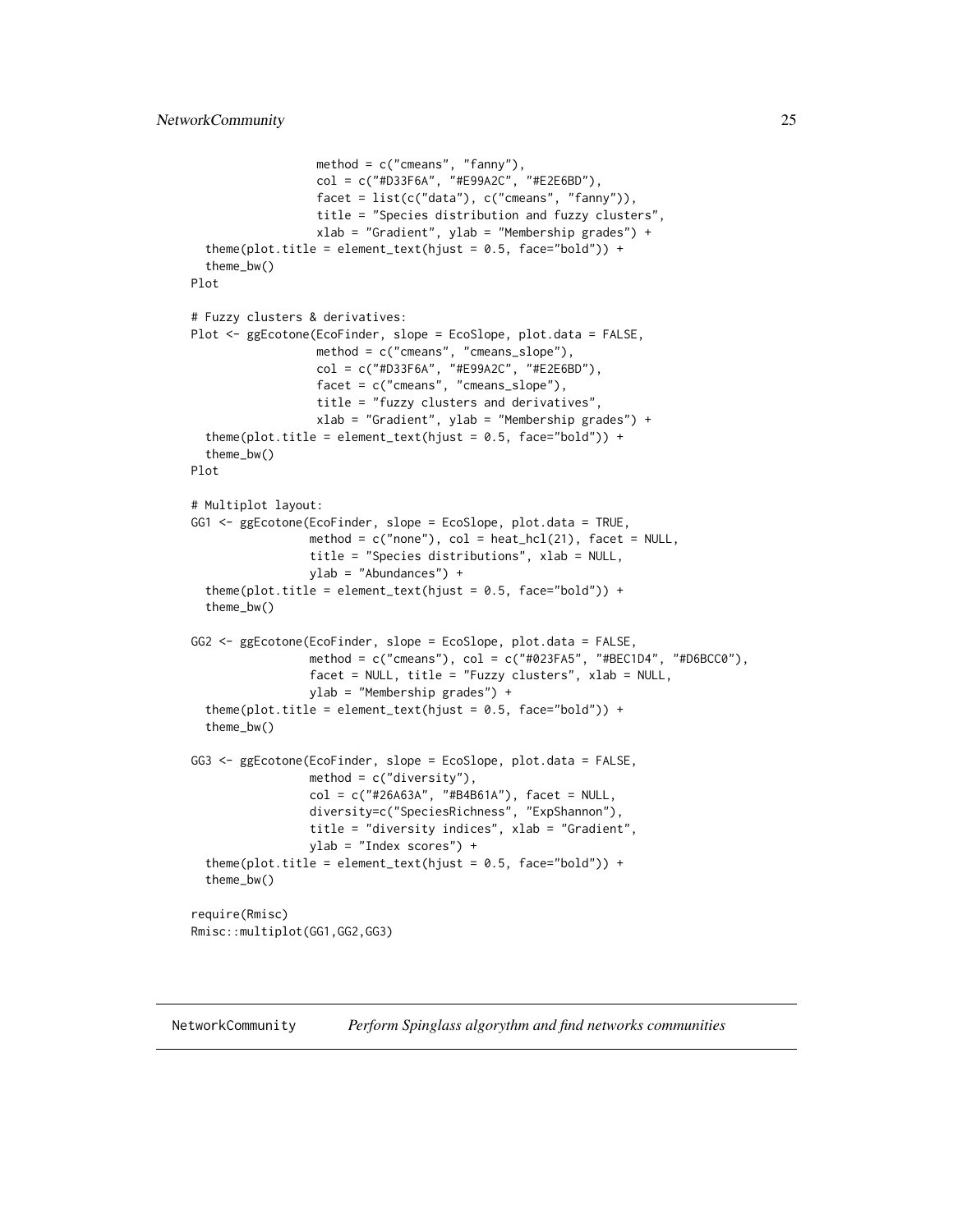```
                 method = c("cmeans", "fanny"),
                 col = c("#D33F6A", "#E99A2C", "#E2E6BD"),
                 facet = list(c("data"), c("cmeans", "fanny")),
                 title = "Species distribution and fuzzy clusters",
                 xlab = "Gradient", ylab = "Membership grades") +
  theme(plot.title = element_text(hjust = 0.5, face="bold")) +
  theme_bw()
Plot

# Fuzzy clusters & derivatives:
Plot <- ggEcotone(EcoFinder, slope = EcoSlope, plot.data = FALSE,
                 method = c("cmeans", "cmeans_slope"),
                 col = c("#D33F6A", "#E99A2C", "#E2E6BD"),
                 facet = c("cmeans", "cmeans_slope"),
                 title = "fuzzy clusters and derivatives",
                 xlab = "Gradient", ylab = "Membership grades") +
  theme(plot.title = element_text(hjust = 0.5, face="bold")) +
  theme_bw()
Plot

# Multiplot layout:
GG1 <- ggEcotone(EcoFinder, slope = EcoSlope, plot.data = TRUE,
                method = c("none"), col = heat_hcl(21), facet = NULL,
                title = "Species distributions", xlab = NULL,
                ylab = "Abundances") +
  theme(plot.title = element_text(hjust = 0.5, face="bold")) +
  theme_bw()

GG2 <- ggEcotone(EcoFinder, slope = EcoSlope, plot.data = FALSE,
                method = c("cmeans"), col = c("#023FA5", "#BEC1D4", "#D6BCC0"),
                facet = NULL, title = "Fuzzy clusters", xlab = NULL,
                ylab = "Membership grades") +
  theme(plot.title = element_text(hjust = 0.5, face="bold")) +
  theme_bw()

GG3 <- ggEcotone(EcoFinder, slope = EcoSlope, plot.data = FALSE,
                method = c("diversity"),
                col = c("#26A63A", "#B4B61A"), facet = NULL,
                diversity=c("SpeciesRichness", "ExpShannon"),
                title = "diversity indices", xlab = "Gradient",
                ylab = "Index scores") +
  theme(plot.title = element_text(hjust = 0.5, face="bold")) +
  theme_bw()

require(Rmisc)
Rmisc::multiplot(GG1,GG2,GG3)
```

---

## NetworkCommunity &nbsp;&nbsp;&nbsp; *Perform Spinglass algorythm and find networks communities*

---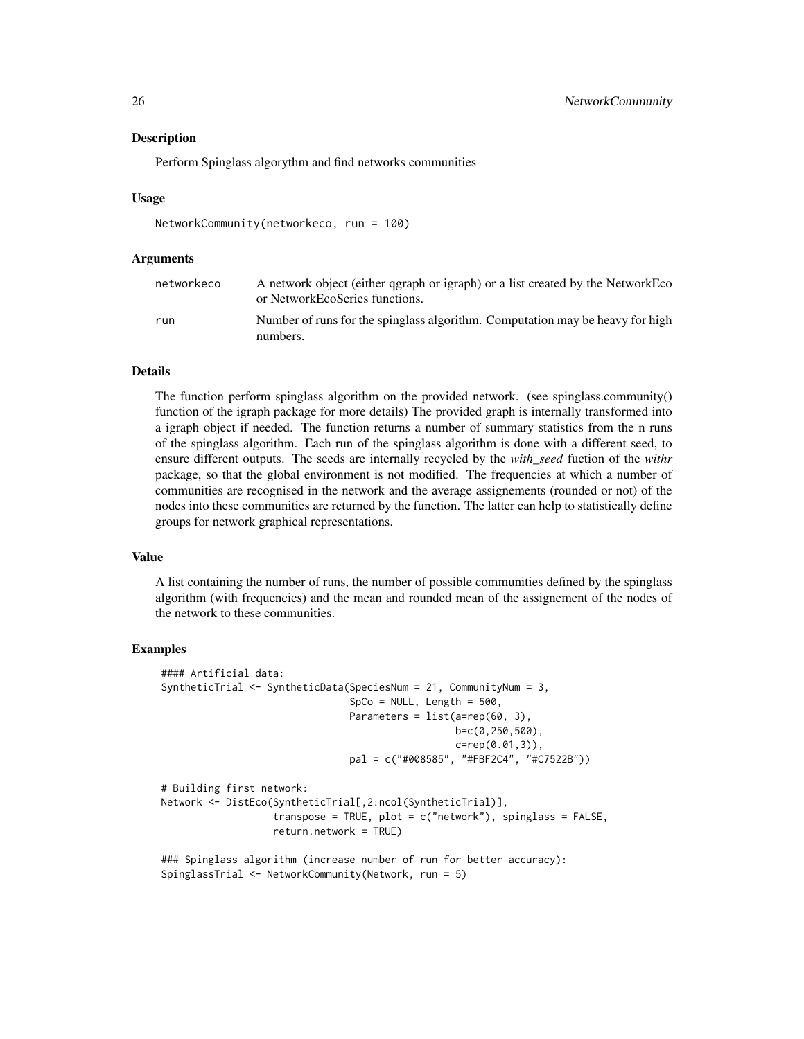## Description

Perform Spinglass algorythm and find networks communities

## Usage

```
NetworkCommunity(networkeco, run = 100)
```

## Arguments

| | |
|---|---|
| networkeco | A network object (either qgraph or igraph) or a list created by the NetworkEco or NetworkEcoSeries functions. |
| run | Number of runs for the spinglass algorithm. Computation may be heavy for high numbers. |

## Details

The function perform spinglass algorithm on the provided network. (see spinglass.community() function of the igraph package for more details) The provided graph is internally transformed into a igraph object if needed. The function returns a number of summary statistics from the n runs of the spinglass algorithm. Each run of the spinglass algorithm is done with a different seed, to ensure different outputs. The seeds are internally recycled by the *with_seed* fuction of the *withr* package, so that the global environment is not modified. The frequencies at which a number of communities are recognised in the network and the average assignements (rounded or not) of the nodes into these communities are returned by the function. The latter can help to statistically define groups for network graphical representations.

## Value

A list containing the number of runs, the number of possible communities defined by the spinglass algorithm (with frequencies) and the mean and rounded mean of the assignement of the nodes of the network to these communities.

## Examples

```
#### Artificial data:
SyntheticTrial <- SyntheticData(SpeciesNum = 21, CommunityNum = 3,
                                SpCo = NULL, Length = 500,
                                Parameters = list(a=rep(60, 3),
                                                  b=c(0,250,500),
                                                  c=rep(0.01,3)),
                                pal = c("#008585", "#FBF2C4", "#C7522B"))

# Building first network:
Network <- DistEco(SyntheticTrial[,2:ncol(SyntheticTrial)],
                   transpose = TRUE, plot = c("network"), spinglass = FALSE,
                   return.network = TRUE)

### Spinglass algorithm (increase number of run for better accuracy):
SpinglassTrial <- NetworkCommunity(Network, run = 5)
```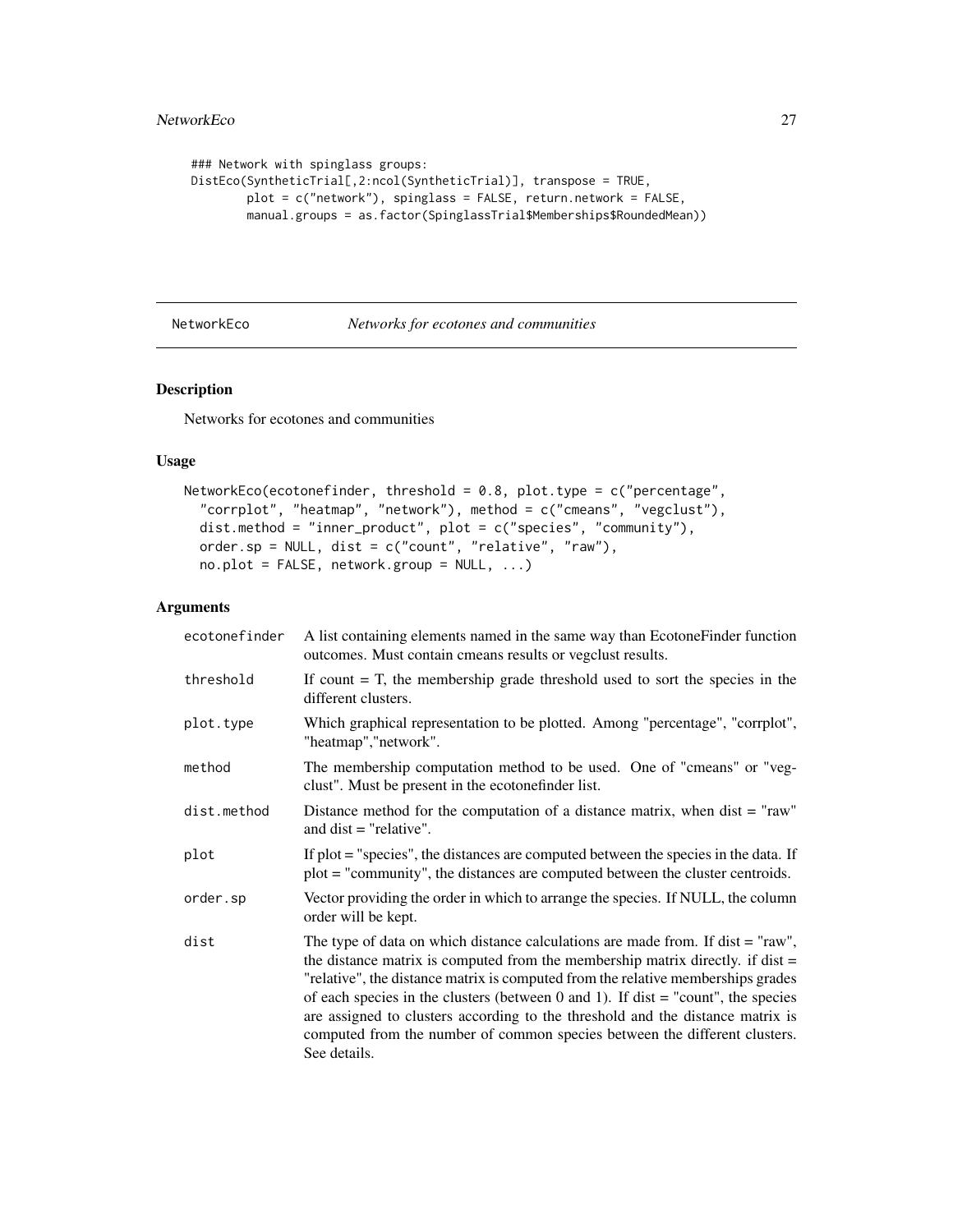```
### Network with spinglass groups:
DistEco(SyntheticTrial[,2:ncol(SyntheticTrial)], transpose = TRUE,
        plot = c("network"), spinglass = FALSE, return.network = FALSE,
        manual.groups = as.factor(SpinglassTrial$Memberships$RoundedMean))
```

---

## NetworkEco *Networks for ecotones and communities*

### Description

Networks for ecotones and communities

### Usage

```
NetworkEco(ecotonefinder, threshold = 0.8, plot.type = c("percentage",
  "corrplot", "heatmap", "network"), method = c("cmeans", "vegclust"),
  dist.method = "inner_product", plot = c("species", "community"),
  order.sp = NULL, dist = c("count", "relative", "raw"),
  no.plot = FALSE, network.group = NULL, ...)
```

### Arguments

| | |
|---|---|
| ecotonefinder | A list containing elements named in the same way than EcotoneFinder function outcomes. Must contain cmeans results or vegclust results. |
| threshold | If count = T, the membership grade threshold used to sort the species in the different clusters. |
| plot.type | Which graphical representation to be plotted. Among "percentage", "corrplot", "heatmap","network". |
| method | The membership computation method to be used. One of "cmeans" or "vegclust". Must be present in the ecotonefinder list. |
| dist.method | Distance method for the computation of a distance matrix, when dist = "raw" and dist = "relative". |
| plot | If plot = "species", the distances are computed between the species in the data. If plot = "community", the distances are computed between the cluster centroids. |
| order.sp | Vector providing the order in which to arrange the species. If NULL, the column order will be kept. |
| dist | The type of data on which distance calculations are made from. If dist = "raw", the distance matrix is computed from the membership matrix directly. if dist = "relative", the distance matrix is computed from the relative memberships grades of each species in the clusters (between 0 and 1). If dist = "count", the species are assigned to clusters according to the threshold and the distance matrix is computed from the number of common species between the different clusters. See details. |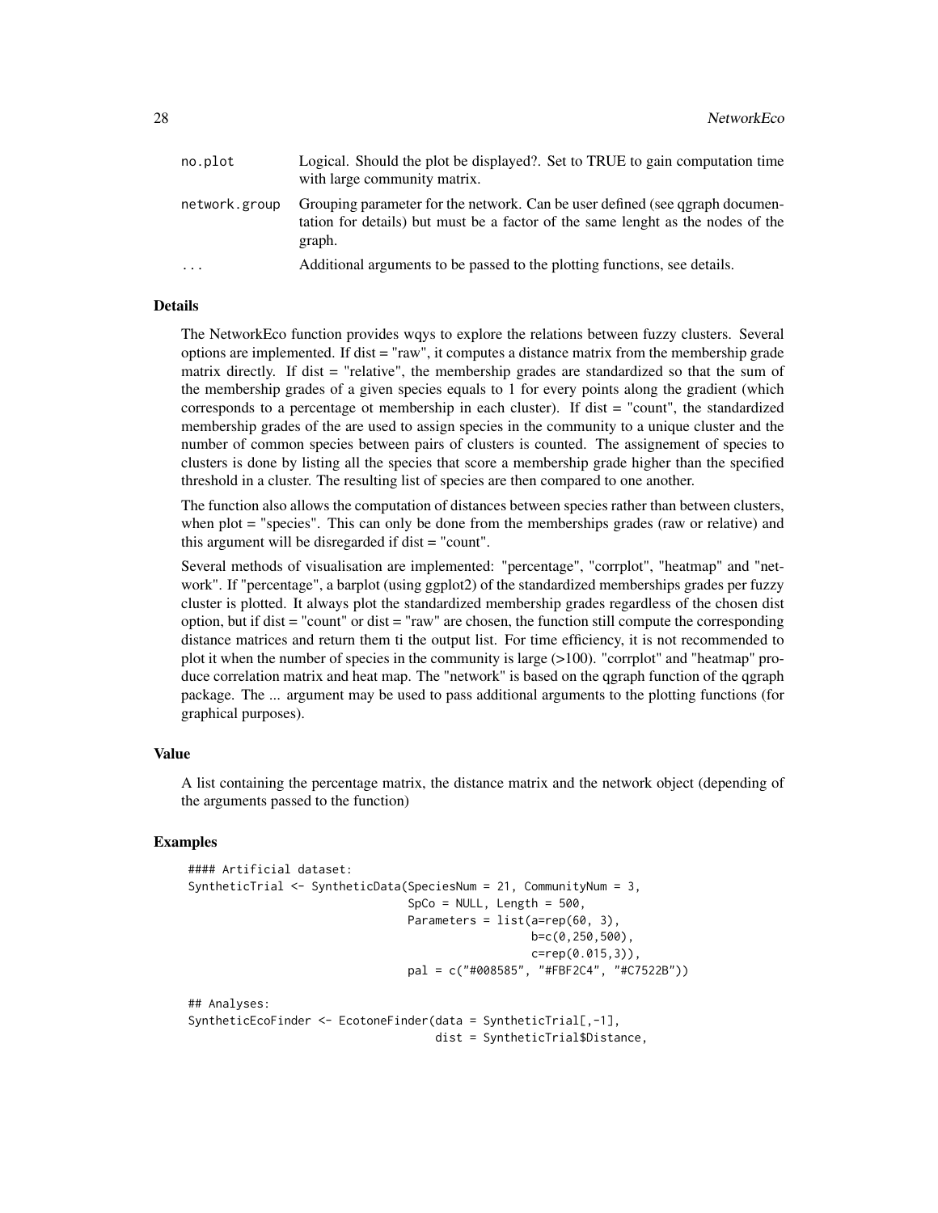| | |
|---|---|
| no.plot | Logical. Should the plot be displayed?. Set to TRUE to gain computation time with large community matrix. |
| network.group | Grouping parameter for the network. Can be user defined (see qgraph documentation for details) but must be a factor of the same lenght as the nodes of the graph. |
| ... | Additional arguments to be passed to the plotting functions, see details. |

## Details

The NetworkEco function provides wqys to explore the relations between fuzzy clusters. Several options are implemented. If dist = "raw", it computes a distance matrix from the membership grade matrix directly. If dist = "relative", the membership grades are standardized so that the sum of the membership grades of a given species equals to 1 for every points along the gradient (which corresponds to a percentage ot membership in each cluster). If dist = "count", the standardized membership grades of the are used to assign species in the community to a unique cluster and the number of common species between pairs of clusters is counted. The assignement of species to clusters is done by listing all the species that score a membership grade higher than the specified threshold in a cluster. The resulting list of species are then compared to one another.

The function also allows the computation of distances between species rather than between clusters, when plot = "species". This can only be done from the memberships grades (raw or relative) and this argument will be disregarded if dist = "count".

Several methods of visualisation are implemented: "percentage", "corrplot", "heatmap" and "network". If "percentage", a barplot (using ggplot2) of the standardized memberships grades per fuzzy cluster is plotted. It always plot the standardized membership grades regardless of the chosen dist option, but if dist = "count" or dist = "raw" are chosen, the function still compute the corresponding distance matrices and return them ti the output list. For time efficiency, it is not recommended to plot it when the number of species in the community is large (>100). "corrplot" and "heatmap" produce correlation matrix and heat map. The "network" is based on the qgraph function of the qgraph package. The ... argument may be used to pass additional arguments to the plotting functions (for graphical purposes).

## Value

A list containing the percentage matrix, the distance matrix and the network object (depending of the arguments passed to the function)

## Examples

```
#### Artificial dataset:
SyntheticTrial <- SyntheticData(SpeciesNum = 21, CommunityNum = 3,
                                SpCo = NULL, Length = 500,
                                Parameters = list(a=rep(60, 3),
                                                  b=c(0,250,500),
                                                  c=rep(0.015,3)),
                                pal = c("#008585", "#FBF2C4", "#C7522B"))

## Analyses:
SyntheticEcoFinder <- EcotoneFinder(data = SyntheticTrial[,-1],
                                    dist = SyntheticTrial$Distance,
```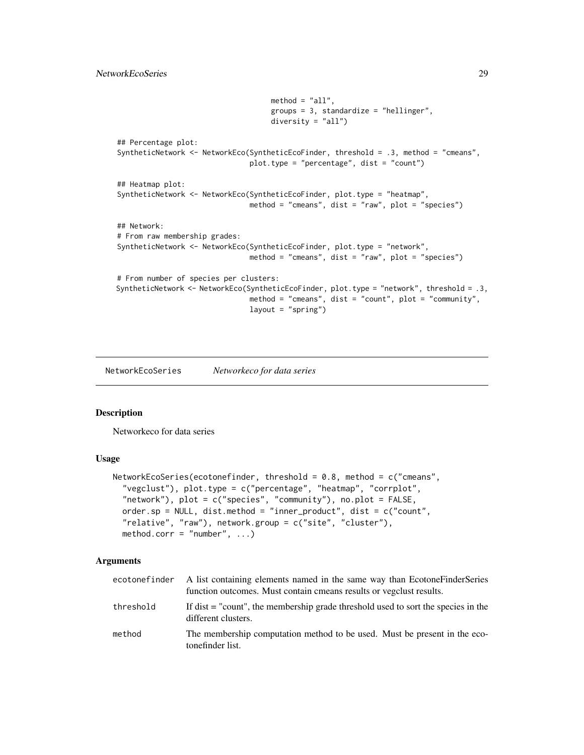```
                                     method = "all",
                                     groups = 3, standardize = "hellinger",
                                     diversity = "all")

## Percentage plot:
SyntheticNetwork <- NetworkEco(SyntheticEcoFinder, threshold = .3, method = "cmeans",
                               plot.type = "percentage", dist = "count")

## Heatmap plot:
SyntheticNetwork <- NetworkEco(SyntheticEcoFinder, plot.type = "heatmap",
                               method = "cmeans", dist = "raw", plot = "species")

## Network:
# From raw membership grades:
SyntheticNetwork <- NetworkEco(SyntheticEcoFinder, plot.type = "network",
                               method = "cmeans", dist = "raw", plot = "species")

# From number of species per clusters:
SyntheticNetwork <- NetworkEco(SyntheticEcoFinder, plot.type = "network", threshold = .3,
                               method = "cmeans", dist = "count", plot = "community",
                               layout = "spring")
```

## NetworkEcoSeries *Networkeco for data series*

### Description

Networkeco for data series

### Usage

```
NetworkEcoSeries(ecotonefinder, threshold = 0.8, method = c("cmeans",
  "vegclust"), plot.type = c("percentage", "heatmap", "corrplot",
  "network"), plot = c("species", "community"), no.plot = FALSE,
  order.sp = NULL, dist.method = "inner_product", dist = c("count",
  "relative", "raw"), network.group = c("site", "cluster"),
  method.corr = "number", ...)
```

### Arguments

| | |
|---|---|
| ecotonefinder | A list containing elements named in the same way than EcotoneFinderSeries function outcomes. Must contain cmeans results or vegclust results. |
| threshold | If dist = "count", the membership grade threshold used to sort the species in the different clusters. |
| method | The membership computation method to be used. Must be present in the ecotonefinder list. |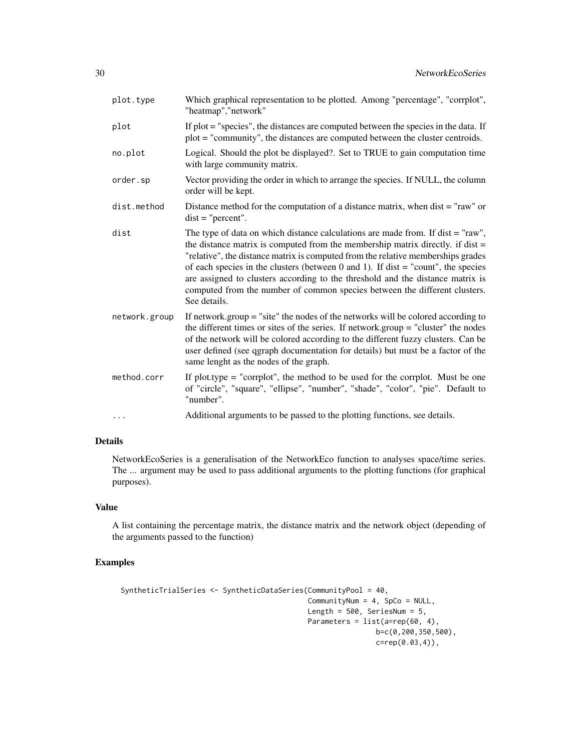| | |
|---|---|
| plot.type | Which graphical representation to be plotted. Among "percentage", "corrplot", "heatmap","network" |
| plot | If plot = "species", the distances are computed between the species in the data. If plot = "community", the distances are computed between the cluster centroids. |
| no.plot | Logical. Should the plot be displayed?. Set to TRUE to gain computation time with large community matrix. |
| order.sp | Vector providing the order in which to arrange the species. If NULL, the column order will be kept. |
| dist.method | Distance method for the computation of a distance matrix, when dist = "raw" or dist = "percent". |
| dist | The type of data on which distance calculations are made from. If dist = "raw", the distance matrix is computed from the membership matrix directly. if dist = "relative", the distance matrix is computed from the relative memberships grades of each species in the clusters (between 0 and 1). If dist = "count", the species are assigned to clusters according to the threshold and the distance matrix is computed from the number of common species between the different clusters. See details. |
| network.group | If network.group = "site" the nodes of the networks will be colored according to the different times or sites of the series. If network.group = "cluster" the nodes of the network will be colored according to the different fuzzy clusters. Can be user defined (see qgraph documentation for details) but must be a factor of the same lenght as the nodes of the graph. |
| method.corr | If plot.type = "corrplot", the method to be used for the corrplot. Must be one of "circle", "square", "ellipse", "number", "shade", "color", "pie". Default to "number". |
| ... | Additional arguments to be passed to the plotting functions, see details. |

## Details

NetworkEcoSeries is a generalisation of the NetworkEco function to analyses space/time series. The ... argument may be used to pass additional arguments to the plotting functions (for graphical purposes).

## Value

A list containing the percentage matrix, the distance matrix and the network object (depending of the arguments passed to the function)

## Examples

```
SyntheticTrialSeries <- SyntheticDataSeries(CommunityPool = 40,
                                            CommunityNum = 4, SpCo = NULL,
                                            Length = 500, SeriesNum = 5,
                                            Parameters = list(a=rep(60, 4),
                                                              b=c(0,200,350,500),
                                                              c=rep(0.03,4)),
```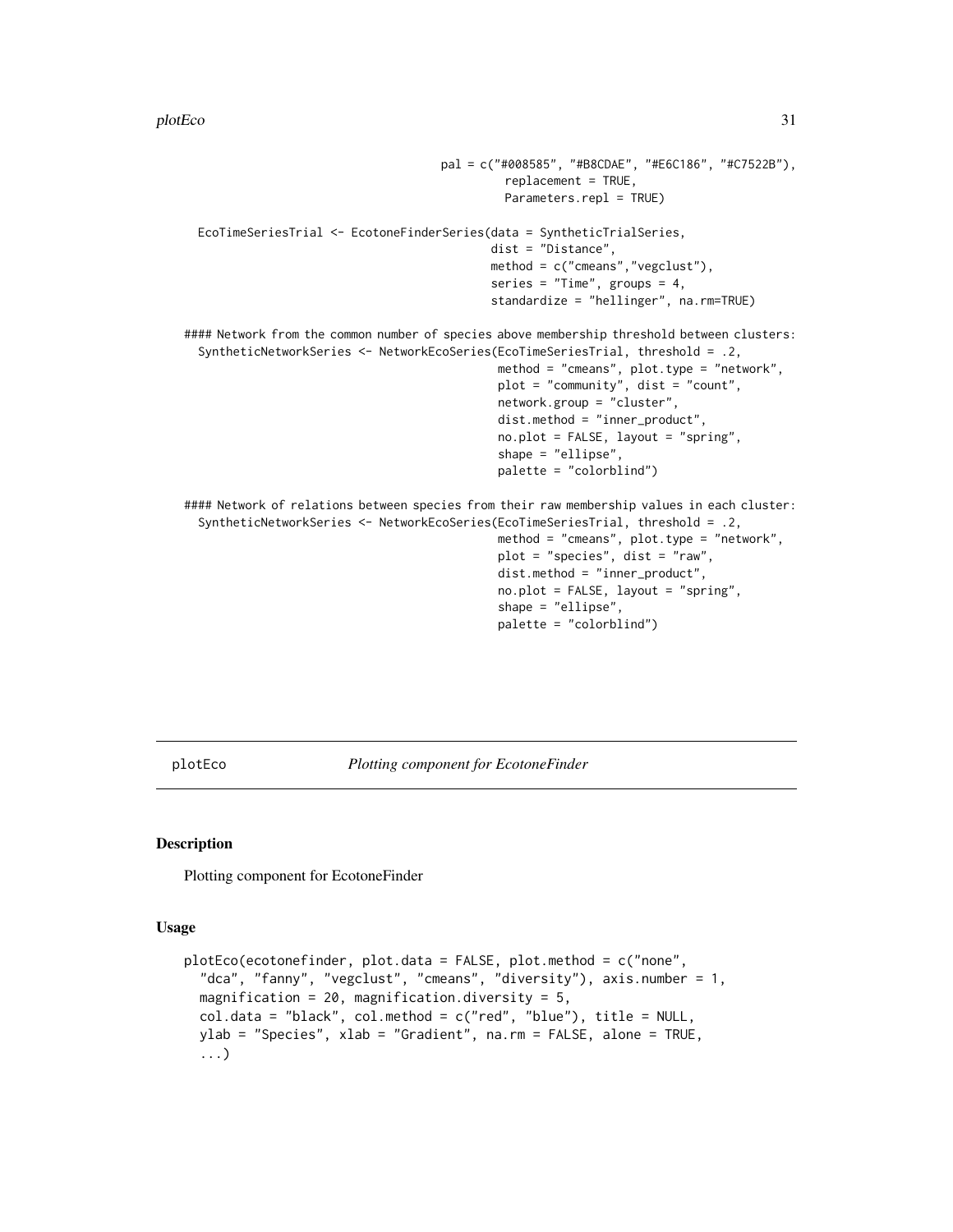```
                                    pal = c("#008585", "#B8CDAE", "#E6C186", "#C7522B"),
                                            replacement = TRUE,
                                            Parameters.repl = TRUE)

  EcoTimeSeriesTrial <- EcotoneFinderSeries(data = SyntheticTrialSeries,
                                            dist = "Distance",
                                            method = c("cmeans","vegclust"),
                                            series = "Time", groups = 4,
                                            standardize = "hellinger", na.rm=TRUE)

#### Network from the common number of species above membership threshold between clusters:
  SyntheticNetworkSeries <- NetworkEcoSeries(EcoTimeSeriesTrial, threshold = .2,
                                             method = "cmeans", plot.type = "network",
                                             plot = "community", dist = "count",
                                             network.group = "cluster",
                                             dist.method = "inner_product",
                                             no.plot = FALSE, layout = "spring",
                                             shape = "ellipse",
                                             palette = "colorblind")

#### Network of relations between species from their raw membership values in each cluster:
  SyntheticNetworkSeries <- NetworkEcoSeries(EcoTimeSeriesTrial, threshold = .2,
                                             method = "cmeans", plot.type = "network",
                                             plot = "species", dist = "raw",
                                             dist.method = "inner_product",
                                             no.plot = FALSE, layout = "spring",
                                             shape = "ellipse",
                                             palette = "colorblind")
```

---

## plotEco — *Plotting component for EcotoneFinder*

### Description

Plotting component for EcotoneFinder

### Usage

```
plotEco(ecotonefinder, plot.data = FALSE, plot.method = c("none",
  "dca", "fanny", "vegclust", "cmeans", "diversity"), axis.number = 1,
  magnification = 20, magnification.diversity = 5,
  col.data = "black", col.method = c("red", "blue"), title = NULL,
  ylab = "Species", xlab = "Gradient", na.rm = FALSE, alone = TRUE,
  ...)
```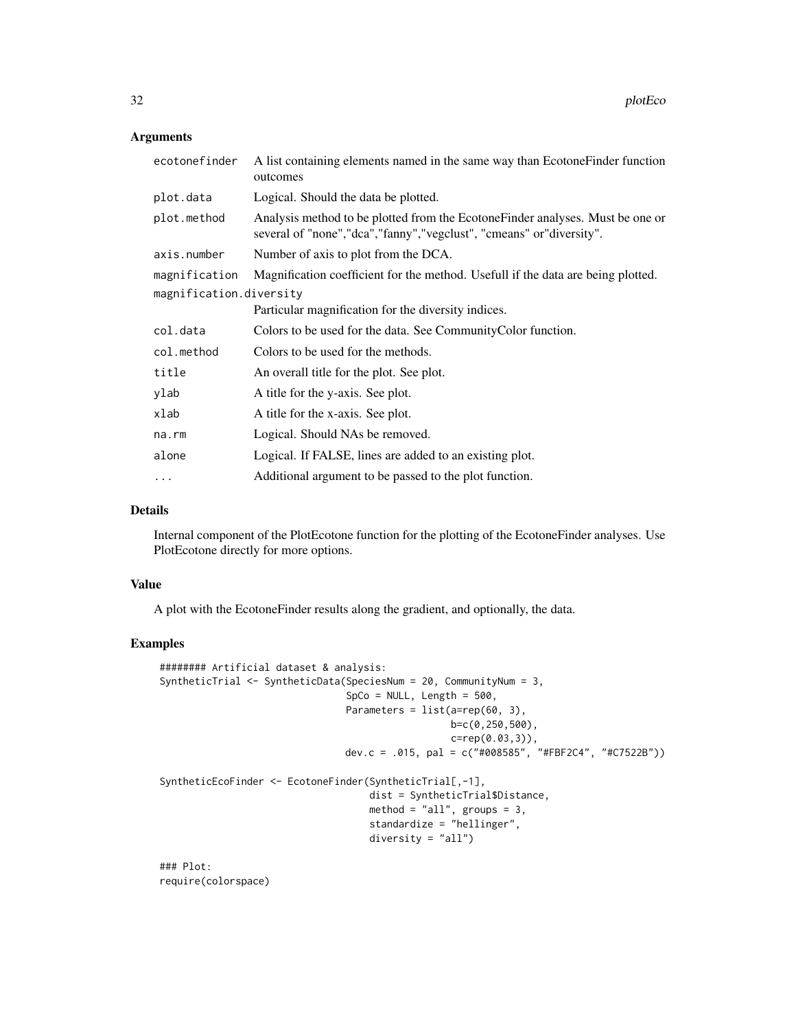## Arguments

| | |
|---|---|
| ecotonefinder | A list containing elements named in the same way than EcotoneFinder function outcomes |
| plot.data | Logical. Should the data be plotted. |
| plot.method | Analysis method to be plotted from the EcotoneFinder analyses. Must be one or several of "none","dca","fanny","vegclust", "cmeans" or"diversity". |
| axis.number | Number of axis to plot from the DCA. |
| magnification | Magnification coefficient for the method. Usefull if the data are being plotted. |
| magnification.diversity | Particular magnification for the diversity indices. |
| col.data | Colors to be used for the data. See CommunityColor function. |
| col.method | Colors to be used for the methods. |
| title | An overall title for the plot. See plot. |
| ylab | A title for the y-axis. See plot. |
| xlab | A title for the x-axis. See plot. |
| na.rm | Logical. Should NAs be removed. |
| alone | Logical. If FALSE, lines are added to an existing plot. |
| ... | Additional argument to be passed to the plot function. |

## Details

Internal component of the PlotEcotone function for the plotting of the EcotoneFinder analyses. Use PlotEcotone directly for more options.

## Value

A plot with the EcotoneFinder results along the gradient, and optionally, the data.

## Examples

```
######## Artificial dataset & analysis:
SyntheticTrial <- SyntheticData(SpeciesNum = 20, CommunityNum = 3,
                                SpCo = NULL, Length = 500,
                                Parameters = list(a=rep(60, 3),
                                                  b=c(0,250,500),
                                                  c=rep(0.03,3)),
                                dev.c = .015, pal = c("#008585", "#FBF2C4", "#C7522B"))

SyntheticEcoFinder <- EcotoneFinder(SyntheticTrial[,-1],
                                    dist = SyntheticTrial$Distance,
                                    method = "all", groups = 3,
                                    standardize = "hellinger",
                                    diversity = "all")

### Plot:
require(colorspace)
```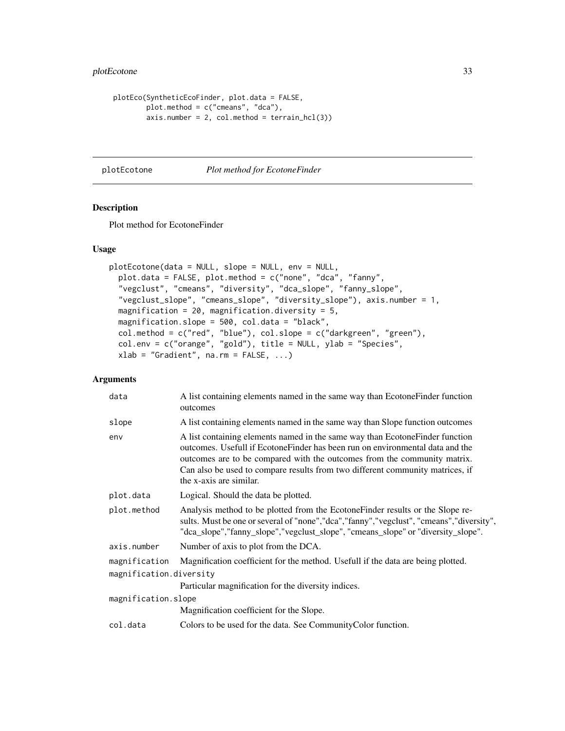```
plotEco(SyntheticEcoFinder, plot.data = FALSE,
        plot.method = c("cmeans", "dca"),
        axis.number = 2, col.method = terrain_hcl(3))
```

## plotEcotone — *Plot method for EcotoneFinder*

### Description

Plot method for EcotoneFinder

### Usage

```
plotEcotone(data = NULL, slope = NULL, env = NULL,
  plot.data = FALSE, plot.method = c("none", "dca", "fanny",
  "vegclust", "cmeans", "diversity", "dca_slope", "fanny_slope",
  "vegclust_slope", "cmeans_slope", "diversity_slope"), axis.number = 1,
  magnification = 20, magnification.diversity = 5,
  magnification.slope = 500, col.data = "black",
  col.method = c("red", "blue"), col.slope = c("darkgreen", "green"),
  col.env = c("orange", "gold"), title = NULL, ylab = "Species",
  xlab = "Gradient", na.rm = FALSE, ...)
```

### Arguments

| | |
|---|---|
| `data` | A list containing elements named in the same way than EcotoneFinder function outcomes |
| `slope` | A list containing elements named in the same way than Slope function outcomes |
| `env` | A list containing elements named in the same way than EcotoneFinder function outcomes. Usefull if EcotoneFinder has been run on environmental data and the outcomes are to be compared with the outcomes from the community matrix. Can also be used to compare results from two different community matrices, if the x-axis are similar. |
| `plot.data` | Logical. Should the data be plotted. |
| `plot.method` | Analysis method to be plotted from the EcotoneFinder results or the Slope results. Must be one or several of "none","dca","fanny","vegclust", "cmeans","diversity", "dca_slope","fanny_slope","vegclust_slope", "cmeans_slope" or "diversity_slope". |
| `axis.number` | Number of axis to plot from the DCA. |
| `magnification` | Magnification coefficient for the method. Usefull if the data are being plotted. |
| `magnification.diversity` | Particular magnification for the diversity indices. |
| `magnification.slope` | Magnification coefficient for the Slope. |
| `col.data` | Colors to be used for the data. See CommunityColor function. |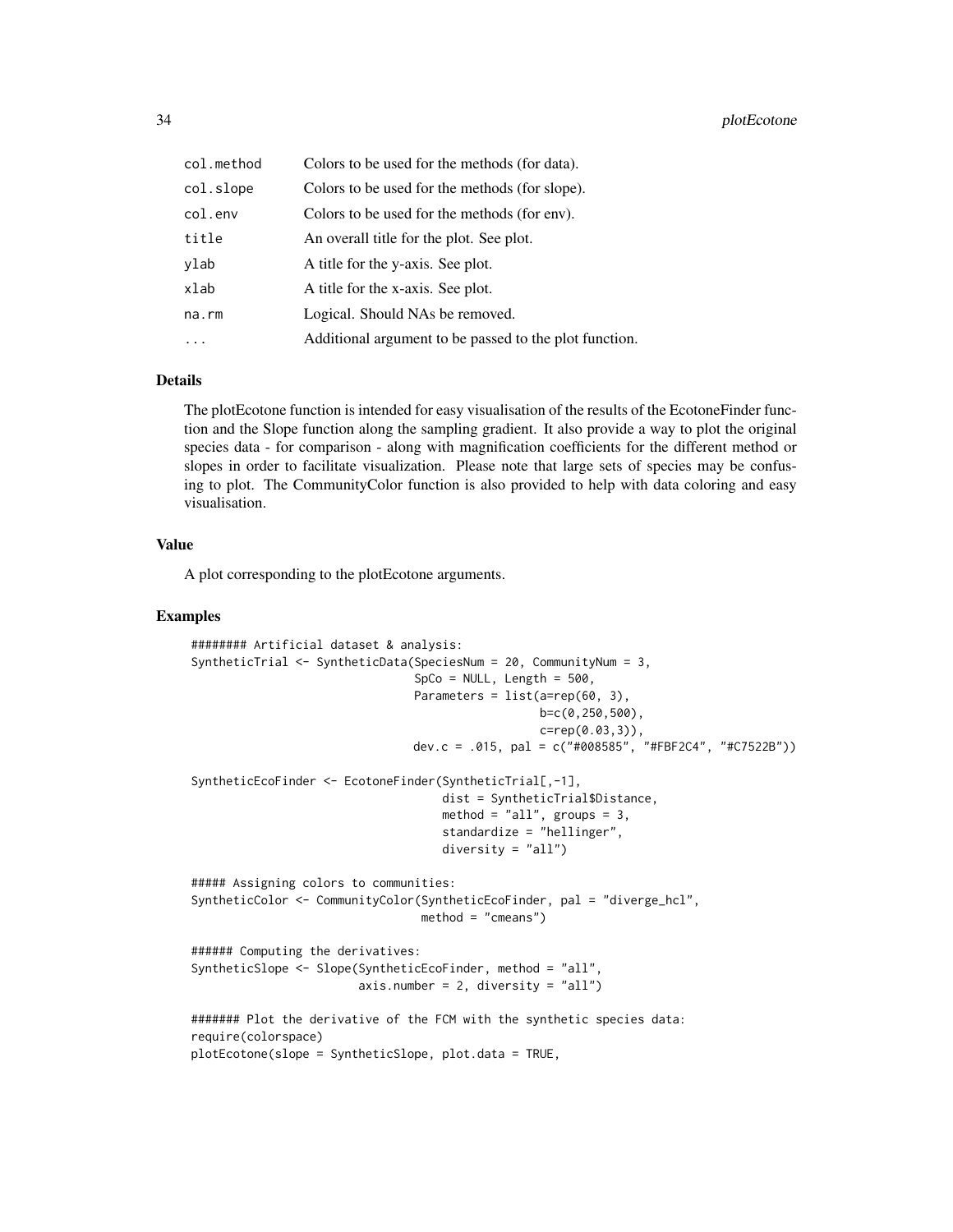| | |
|---|---|
| col.method | Colors to be used for the methods (for data). |
| col.slope | Colors to be used for the methods (for slope). |
| col.env | Colors to be used for the methods (for env). |
| title | An overall title for the plot. See plot. |
| ylab | A title for the y-axis. See plot. |
| xlab | A title for the x-axis. See plot. |
| na.rm | Logical. Should NAs be removed. |
| ... | Additional argument to be passed to the plot function. |

### Details

The plotEcotone function is intended for easy visualisation of the results of the EcotoneFinder function and the Slope function along the sampling gradient. It also provide a way to plot the original species data - for comparison - along with magnification coefficients for the different method or slopes in order to facilitate visualization. Please note that large sets of species may be confusing to plot. The CommunityColor function is also provided to help with data coloring and easy visualisation.

### Value

A plot corresponding to the plotEcotone arguments.

### Examples

```
######## Artificial dataset & analysis:
SyntheticTrial <- SyntheticData(SpeciesNum = 20, CommunityNum = 3,
                                SpCo = NULL, Length = 500,
                                Parameters = list(a=rep(60, 3),
                                                  b=c(0,250,500),
                                                  c=rep(0.03,3)),
                                dev.c = .015, pal = c("#008585", "#FBF2C4", "#C7522B"))

SyntheticEcoFinder <- EcotoneFinder(SyntheticTrial[,-1],
                                    dist = SyntheticTrial$Distance,
                                    method = "all", groups = 3,
                                    standardize = "hellinger",
                                    diversity = "all")

##### Assigning colors to communities:
SyntheticColor <- CommunityColor(SyntheticEcoFinder, pal = "diverge_hcl",
                                 method = "cmeans")

###### Computing the derivatives:
SyntheticSlope <- Slope(SyntheticEcoFinder, method = "all",
                        axis.number = 2, diversity = "all")

####### Plot the derivative of the FCM with the synthetic species data:
require(colorspace)
plotEcotone(slope = SyntheticSlope, plot.data = TRUE,
```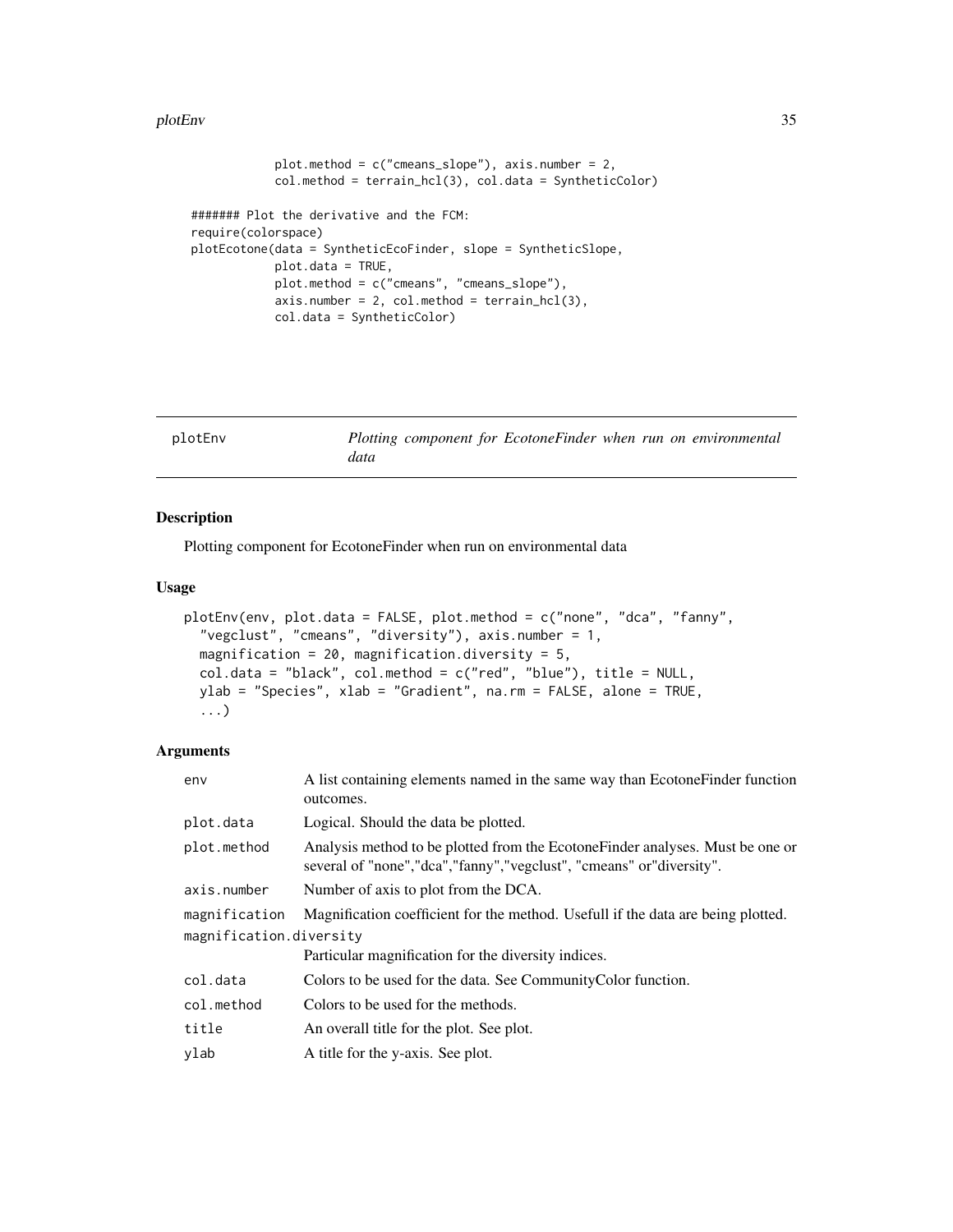```
            plot.method = c("cmeans_slope"), axis.number = 2,
            col.method = terrain_hcl(3), col.data = SyntheticColor)

####### Plot the derivative and the FCM:
require(colorspace)
plotEcotone(data = SyntheticEcoFinder, slope = SyntheticSlope,
            plot.data = TRUE,
            plot.method = c("cmeans", "cmeans_slope"),
            axis.number = 2, col.method = terrain_hcl(3),
            col.data = SyntheticColor)
```

---

## plotEnv — *Plotting component for EcotoneFinder when run on environmental data*

---

### Description

Plotting component for EcotoneFinder when run on environmental data

### Usage

```
plotEnv(env, plot.data = FALSE, plot.method = c("none", "dca", "fanny",
  "vegclust", "cmeans", "diversity"), axis.number = 1,
  magnification = 20, magnification.diversity = 5,
  col.data = "black", col.method = c("red", "blue"), title = NULL,
  ylab = "Species", xlab = "Gradient", na.rm = FALSE, alone = TRUE,
  ...)
```

### Arguments

| | |
|---|---|
| `env` | A list containing elements named in the same way than EcotoneFinder function outcomes. |
| `plot.data` | Logical. Should the data be plotted. |
| `plot.method` | Analysis method to be plotted from the EcotoneFinder analyses. Must be one or several of "none","dca","fanny","vegclust", "cmeans" or"diversity". |
| `axis.number` | Number of axis to plot from the DCA. |
| `magnification` | Magnification coefficient for the method. Usefull if the data are being plotted. |
| `magnification.diversity` | Particular magnification for the diversity indices. |
| `col.data` | Colors to be used for the data. See CommunityColor function. |
| `col.method` | Colors to be used for the methods. |
| `title` | An overall title for the plot. See plot. |
| `ylab` | A title for the y-axis. See plot. |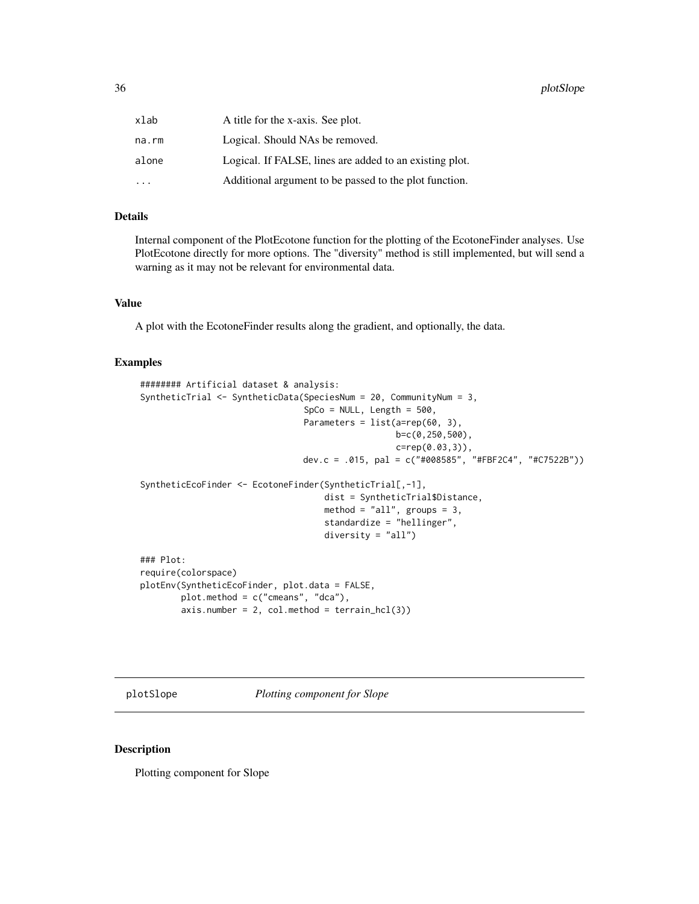| | |
|---|---|
| xlab | A title for the x-axis. See plot. |
| na.rm | Logical. Should NAs be removed. |
| alone | Logical. If FALSE, lines are added to an existing plot. |
| ... | Additional argument to be passed to the plot function. |

### Details

Internal component of the PlotEcotone function for the plotting of the EcotoneFinder analyses. Use PlotEcotone directly for more options. The "diversity" method is still implemented, but will send a warning as it may not be relevant for environmental data.

### Value

A plot with the EcotoneFinder results along the gradient, and optionally, the data.

### Examples

```
######## Artificial dataset & analysis:
SyntheticTrial <- SyntheticData(SpeciesNum = 20, CommunityNum = 3,
                                SpCo = NULL, Length = 500,
                                Parameters = list(a=rep(60, 3),
                                                  b=c(0,250,500),
                                                  c=rep(0.03,3)),
                                dev.c = .015, pal = c("#008585", "#FBF2C4", "#C7522B"))

SyntheticEcoFinder <- EcotoneFinder(SyntheticTrial[,-1],
                                    dist = SyntheticTrial$Distance,
                                    method = "all", groups = 3,
                                    standardize = "hellinger",
                                    diversity = "all")

### Plot:
require(colorspace)
plotEnv(SyntheticEcoFinder, plot.data = FALSE,
        plot.method = c("cmeans", "dca"),
        axis.number = 2, col.method = terrain_hcl(3))
```

---

## plotSlope *Plotting component for Slope*

### Description

Plotting component for Slope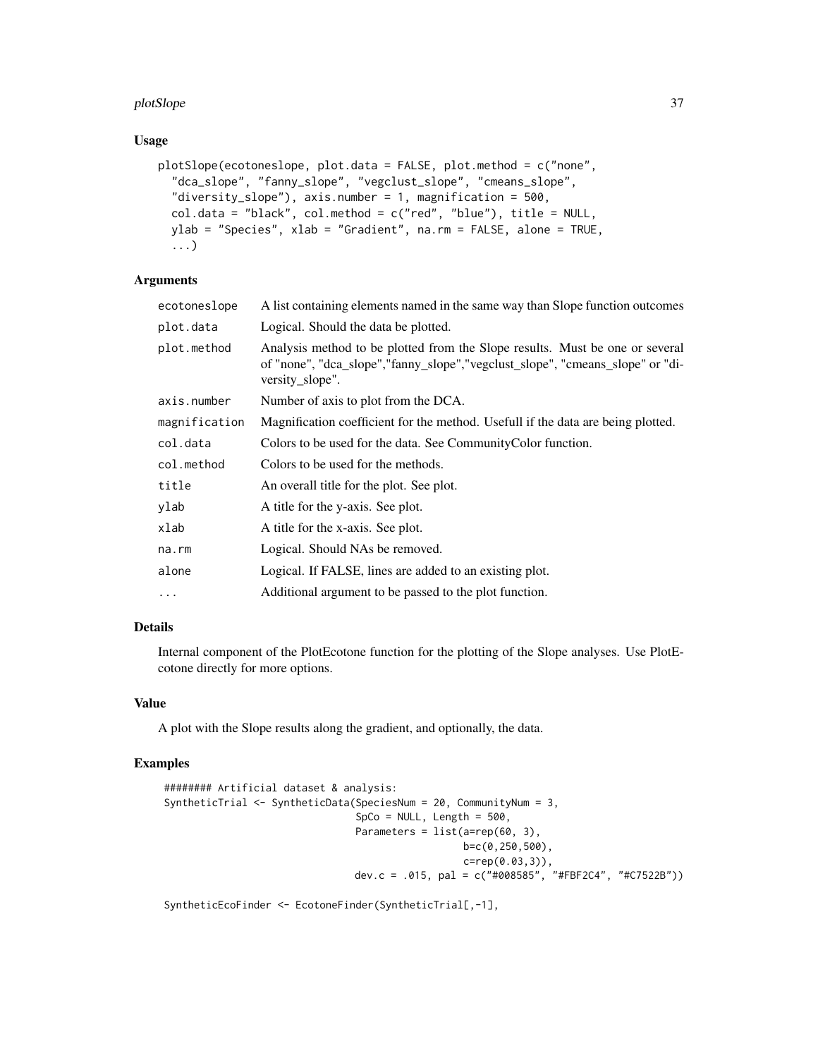## Usage

```
plotSlope(ecotoneslope, plot.data = FALSE, plot.method = c("none",
  "dca_slope", "fanny_slope", "vegclust_slope", "cmeans_slope",
  "diversity_slope"), axis.number = 1, magnification = 500,
  col.data = "black", col.method = c("red", "blue"), title = NULL,
  ylab = "Species", xlab = "Gradient", na.rm = FALSE, alone = TRUE,
  ...)
```

## Arguments

| | |
|---|---|
| ecotoneslope | A list containing elements named in the same way than Slope function outcomes |
| plot.data | Logical. Should the data be plotted. |
| plot.method | Analysis method to be plotted from the Slope results. Must be one or several of "none", "dca_slope","fanny_slope","vegclust_slope", "cmeans_slope" or "diversity_slope". |
| axis.number | Number of axis to plot from the DCA. |
| magnification | Magnification coefficient for the method. Usefull if the data are being plotted. |
| col.data | Colors to be used for the data. See CommunityColor function. |
| col.method | Colors to be used for the methods. |
| title | An overall title for the plot. See plot. |
| ylab | A title for the y-axis. See plot. |
| xlab | A title for the x-axis. See plot. |
| na.rm | Logical. Should NAs be removed. |
| alone | Logical. If FALSE, lines are added to an existing plot. |
| ... | Additional argument to be passed to the plot function. |

## Details

Internal component of the PlotEcotone function for the plotting of the Slope analyses. Use PlotEcotone directly for more options.

## Value

A plot with the Slope results along the gradient, and optionally, the data.

## Examples

```
######## Artificial dataset & analysis:
SyntheticTrial <- SyntheticData(SpeciesNum = 20, CommunityNum = 3,
                                SpCo = NULL, Length = 500,
                                Parameters = list(a=rep(60, 3),
                                                  b=c(0,250,500),
                                                  c=rep(0.03,3)),
                                dev.c = .015, pal = c("#008585", "#FBF2C4", "#C7522B"))

SyntheticEcoFinder <- EcotoneFinder(SyntheticTrial[,-1],
```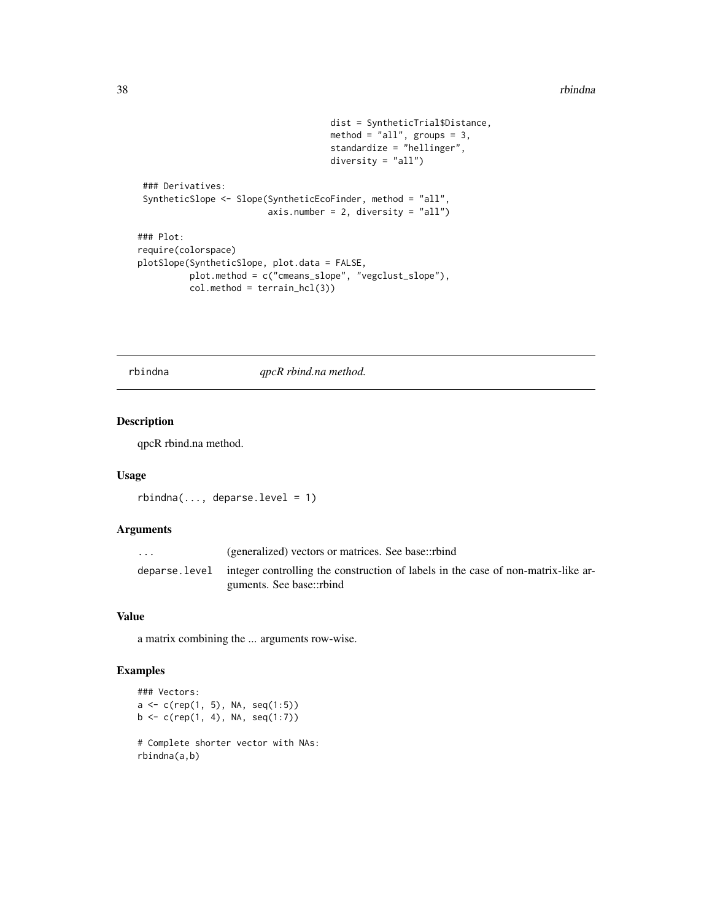```
                                    dist = SyntheticTrial$Distance,
                                    method = "all", groups = 3,
                                    standardize = "hellinger",
                                    diversity = "all")

 ### Derivatives:
 SyntheticSlope <- Slope(SyntheticEcoFinder, method = "all",
                         axis.number = 2, diversity = "all")

### Plot:
require(colorspace)
plotSlope(SyntheticSlope, plot.data = FALSE,
          plot.method = c("cmeans_slope", "vegclust_slope"),
          col.method = terrain_hcl(3))
```

## rbindna — *qpcR rbind.na method.*

### Description

qpcR rbind.na method.

### Usage

```
rbindna(..., deparse.level = 1)
```

### Arguments

| | |
|---|---|
| `...` | (generalized) vectors or matrices. See base::rbind |
| `deparse.level` | integer controlling the construction of labels in the case of non-matrix-like arguments. See base::rbind |

### Value

a matrix combining the ... arguments row-wise.

### Examples

```
### Vectors:
a <- c(rep(1, 5), NA, seq(1:5))
b <- c(rep(1, 4), NA, seq(1:7))

# Complete shorter vector with NAs:
rbindna(a,b)
```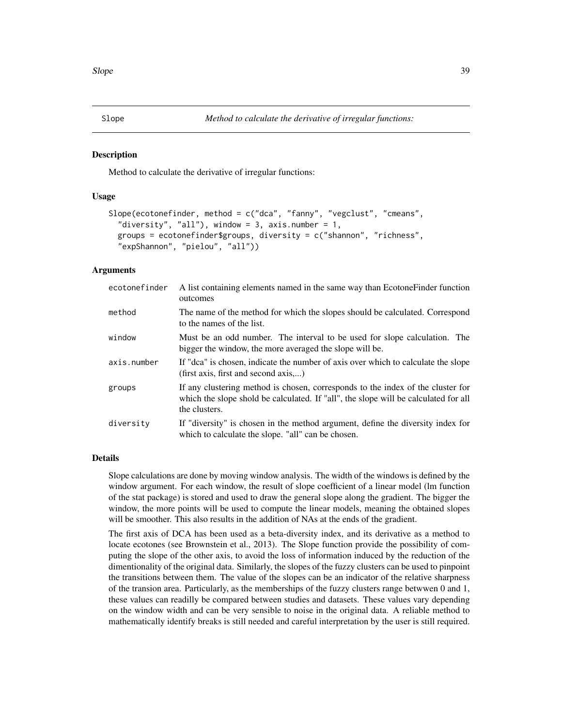## Slope — *Method to calculate the derivative of irregular functions:*

### Description

Method to calculate the derivative of irregular functions:

### Usage

```
Slope(ecotonefinder, method = c("dca", "fanny", "vegclust", "cmeans",
  "diversity", "all"), window = 3, axis.number = 1,
  groups = ecotonefinder$groups, diversity = c("shannon", "richness",
  "expShannon", "pielou", "all"))
```

### Arguments

| | |
|---|---|
| ecotonefinder | A list containing elements named in the same way than EcotoneFinder function outcomes |
| method | The name of the method for which the slopes should be calculated. Correspond to the names of the list. |
| window | Must be an odd number. The interval to be used for slope calculation. The bigger the window, the more averaged the slope will be. |
| axis.number | If "dca" is chosen, indicate the number of axis over which to calculate the slope (first axis, first and second axis,...) |
| groups | If any clustering method is chosen, corresponds to the index of the cluster for which the slope shold be calculated. If "all", the slope will be calculated for all the clusters. |
| diversity | If "diversity" is chosen in the method argument, define the diversity index for which to calculate the slope. "all" can be chosen. |

### Details

Slope calculations are done by moving window analysis. The width of the windows is defined by the window argument. For each window, the result of slope coefficient of a linear model (lm function of the stat package) is stored and used to draw the general slope along the gradient. The bigger the window, the more points will be used to compute the linear models, meaning the obtained slopes will be smoother. This also results in the addition of NAs at the ends of the gradient.

The first axis of DCA has been used as a beta-diversity index, and its derivative as a method to locate ecotones (see Brownstein et al., 2013). The Slope function provide the possibility of computing the slope of the other axis, to avoid the loss of information induced by the reduction of the dimentionality of the original data. Similarly, the slopes of the fuzzy clusters can be used to pinpoint the transitions between them. The value of the slopes can be an indicator of the relative sharpness of the transion area. Particularly, as the memberships of the fuzzy clusters range betwwen 0 and 1, these values can readilly be compared between studies and datasets. These values vary depending on the window width and can be very sensible to noise in the original data. A reliable method to mathematically identify breaks is still needed and careful interpretation by the user is still required.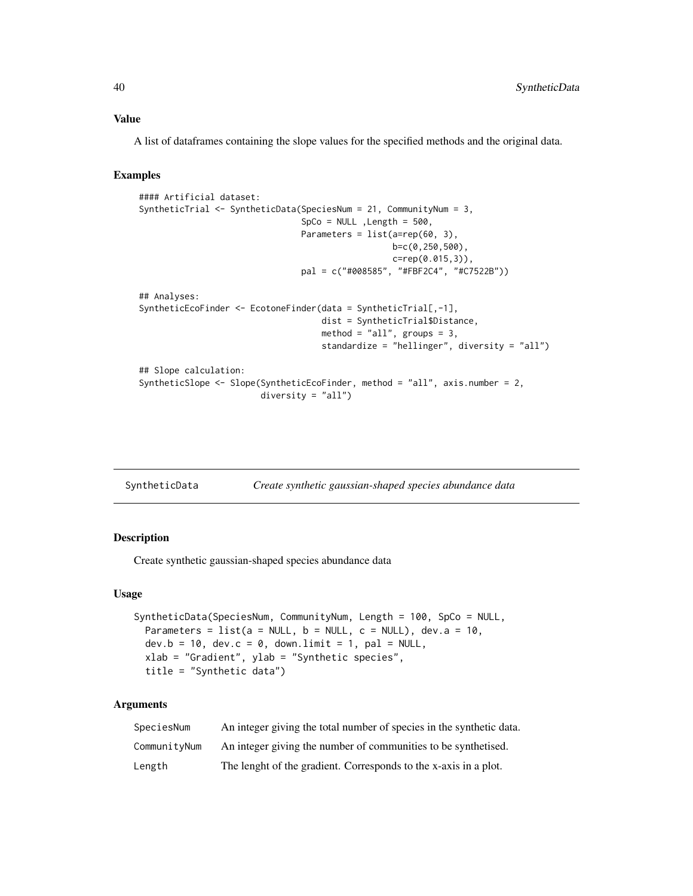### Value

A list of dataframes containing the slope values for the specified methods and the original data.

### Examples

```
#### Artificial dataset:
SyntheticTrial <- SyntheticData(SpeciesNum = 21, CommunityNum = 3,
                                SpCo = NULL ,Length = 500,
                                Parameters = list(a=rep(60, 3),
                                                  b=c(0,250,500),
                                                  c=rep(0.015,3)),
                                pal = c("#008585", "#FBF2C4", "#C7522B"))

## Analyses:
SyntheticEcoFinder <- EcotoneFinder(data = SyntheticTrial[,-1],
                                    dist = SyntheticTrial$Distance,
                                    method = "all", groups = 3,
                                    standardize = "hellinger", diversity = "all")

## Slope calculation:
SyntheticSlope <- Slope(SyntheticEcoFinder, method = "all", axis.number = 2,
                        diversity = "all")
```

---

## SyntheticData — *Create synthetic gaussian-shaped species abundance data*

### Description

Create synthetic gaussian-shaped species abundance data

### Usage

```
SyntheticData(SpeciesNum, CommunityNum, Length = 100, SpCo = NULL,
  Parameters = list(a = NULL, b = NULL, c = NULL), dev.a = 10,
  dev.b = 10, dev.c = 0, down.limit = 1, pal = NULL,
  xlab = "Gradient", ylab = "Synthetic species",
  title = "Synthetic data")
```

### Arguments

| | |
|---|---|
| `SpeciesNum` | An integer giving the total number of species in the synthetic data. |
| `CommunityNum` | An integer giving the number of communities to be synthetised. |
| `Length` | The lenght of the gradient. Corresponds to the x-axis in a plot. |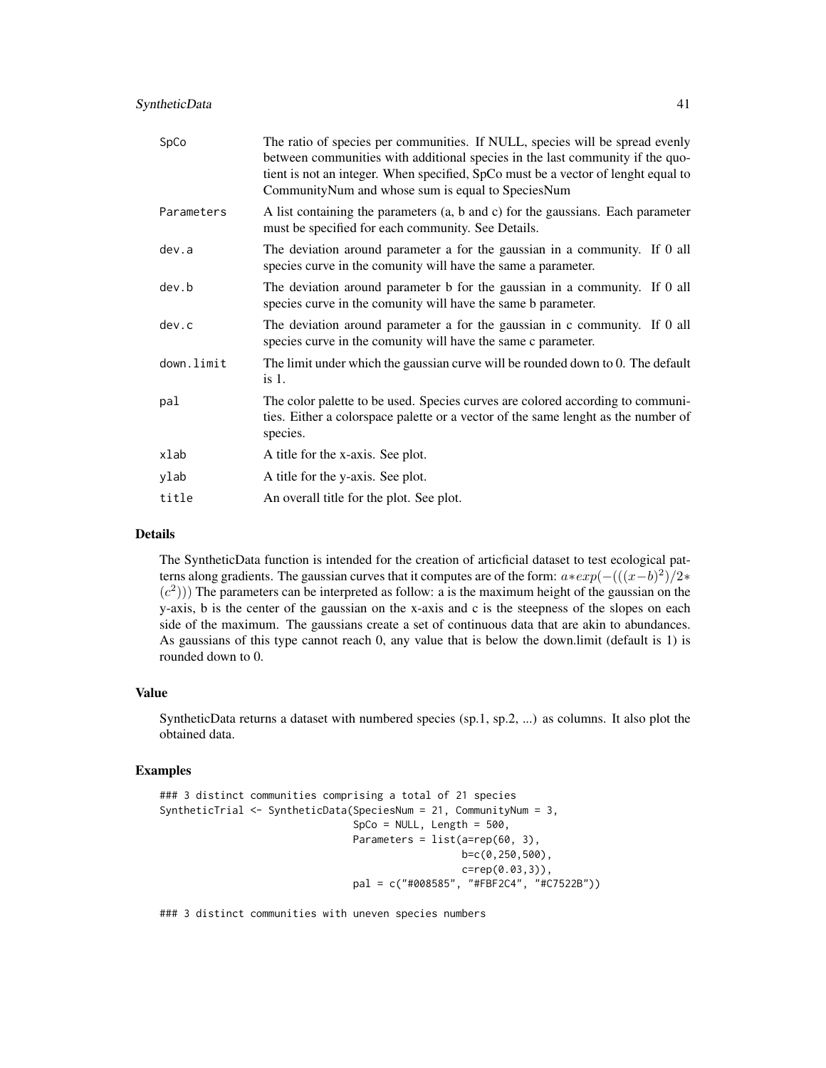| | |
|---|---|
| SpCo | The ratio of species per communities. If NULL, species will be spread evenly between communities with additional species in the last community if the quotient is not an integer. When specified, SpCo must be a vector of lenght equal to CommunityNum and whose sum is equal to SpeciesNum |
| Parameters | A list containing the parameters (a, b and c) for the gaussians. Each parameter must be specified for each community. See Details. |
| dev.a | The deviation around parameter a for the gaussian in a community. If 0 all species curve in the comunity will have the same a parameter. |
| dev.b | The deviation around parameter b for the gaussian in a community. If 0 all species curve in the comunity will have the same b parameter. |
| dev.c | The deviation around parameter a for the gaussian in c community. If 0 all species curve in the comunity will have the same c parameter. |
| down.limit | The limit under which the gaussian curve will be rounded down to 0. The default is 1. |
| pal | The color palette to be used. Species curves are colored according to communities. Either a colorspace palette or a vector of the same lenght as the number of species. |
| xlab | A title for the x-axis. See plot. |
| ylab | A title for the y-axis. See plot. |
| title | An overall title for the plot. See plot. |

## Details

The SyntheticData function is intended for the creation of articficial dataset to test ecological patterns along gradients. The gaussian curves that it computes are of the form: $a*exp(-(((x-b)^2)/2*(c^2)))$ The parameters can be interpreted as follow: a is the maximum height of the gaussian on the y-axis, b is the center of the gaussian on the x-axis and c is the steepness of the slopes on each side of the maximum. The gaussians create a set of continuous data that are akin to abundances. As gaussians of this type cannot reach 0, any value that is below the down.limit (default is 1) is rounded down to 0.

## Value

SyntheticData returns a dataset with numbered species (sp.1, sp.2, ...) as columns. It also plot the obtained data.

## Examples

```
### 3 distinct communities comprising a total of 21 species
SyntheticTrial <- SyntheticData(SpeciesNum = 21, CommunityNum = 3,
                                SpCo = NULL, Length = 500,
                                Parameters = list(a=rep(60, 3),
                                                  b=c(0,250,500),
                                                  c=rep(0.03,3)),
                                pal = c("#008585", "#FBF2C4", "#C7522B"))

### 3 distinct communities with uneven species numbers
```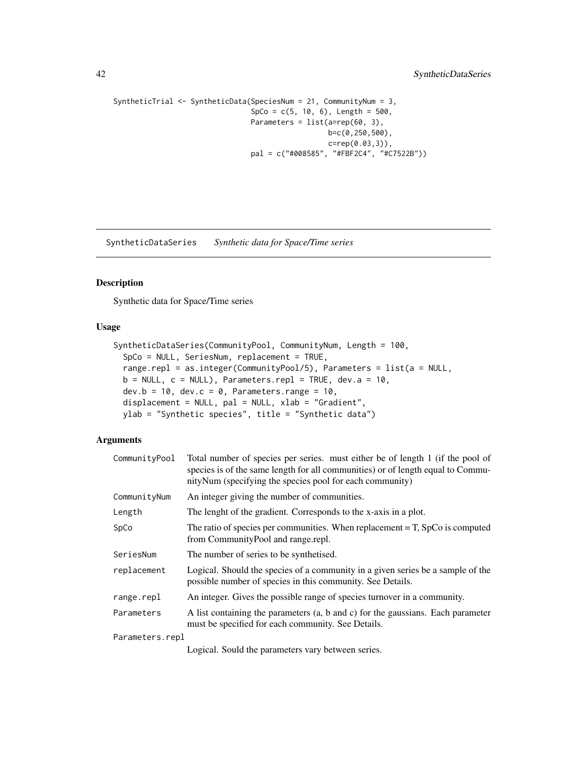```
SyntheticTrial <- SyntheticData(SpeciesNum = 21, CommunityNum = 3,
                                SpCo = c(5, 10, 6), Length = 500,
                                Parameters = list(a=rep(60, 3),
                                                  b=c(0,250,500),
                                                  c=rep(0.03,3)),
                                pal = c("#008585", "#FBF2C4", "#C7522B"))
```

---

## SyntheticDataSeries *Synthetic data for Space/Time series*

### Description

Synthetic data for Space/Time series

### Usage

```
SyntheticDataSeries(CommunityPool, CommunityNum, Length = 100,
  SpCo = NULL, SeriesNum, replacement = TRUE,
  range.repl = as.integer(CommunityPool/5), Parameters = list(a = NULL,
  b = NULL, c = NULL), Parameters.repl = TRUE, dev.a = 10,
  dev.b = 10, dev.c = 0, Parameters.range = 10,
  displacement = NULL, pal = NULL, xlab = "Gradient",
  ylab = "Synthetic species", title = "Synthetic data")
```

### Arguments

| | |
|---|---|
| `CommunityPool` | Total number of species per series. must either be of length 1 (if the pool of species is of the same length for all communities) or of length equal to CommunityNum (specifying the species pool for each community) |
| `CommunityNum` | An integer giving the number of communities. |
| `Length` | The lenght of the gradient. Corresponds to the x-axis in a plot. |
| `SpCo` | The ratio of species per communities. When replacement = T, SpCo is computed from CommunityPool and range.repl. |
| `SeriesNum` | The number of series to be synthetised. |
| `replacement` | Logical. Should the species of a community in a given series be a sample of the possible number of species in this community. See Details. |
| `range.repl` | An integer. Gives the possible range of species turnover in a community. |
| `Parameters` | A list containing the parameters (a, b and c) for the gaussians. Each parameter must be specified for each community. See Details. |
| `Parameters.repl` | Logical. Sould the parameters vary between series. |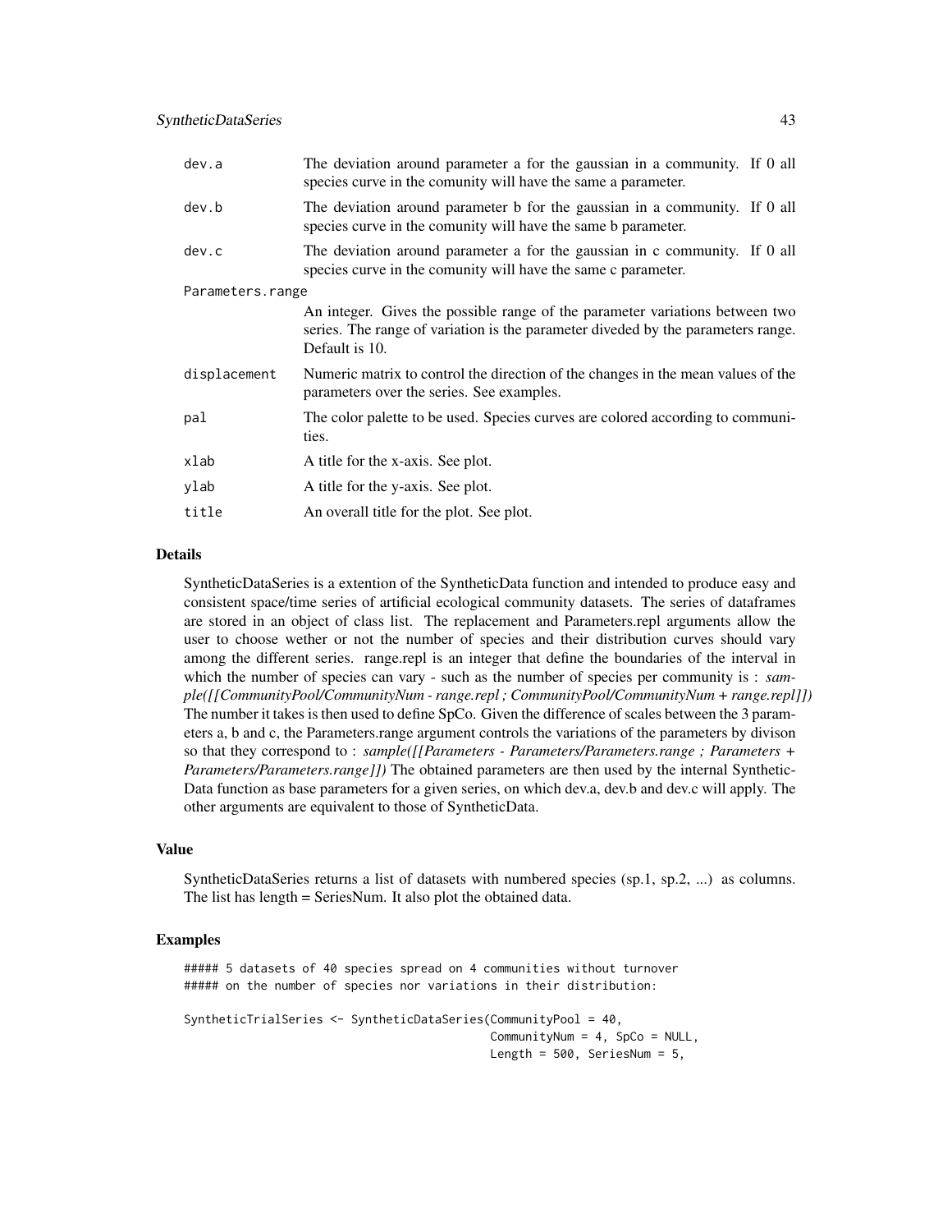| | |
|---|---|
| dev.a | The deviation around parameter a for the gaussian in a community. If 0 all species curve in the comunity will have the same a parameter. |
| dev.b | The deviation around parameter b for the gaussian in a community. If 0 all species curve in the comunity will have the same b parameter. |
| dev.c | The deviation around parameter a for the gaussian in c community. If 0 all species curve in the comunity will have the same c parameter. |
| Parameters.range | An integer. Gives the possible range of the parameter variations between two series. The range of variation is the parameter diveded by the parameters range. Default is 10. |
| displacement | Numeric matrix to control the direction of the changes in the mean values of the parameters over the series. See examples. |
| pal | The color palette to be used. Species curves are colored according to communities. |
| xlab | A title for the x-axis. See plot. |
| ylab | A title for the y-axis. See plot. |
| title | An overall title for the plot. See plot. |

## Details

SyntheticDataSeries is a extention of the SyntheticData function and intended to produce easy and consistent space/time series of artificial ecological community datasets. The series of dataframes are stored in an object of class list. The replacement and Parameters.repl arguments allow the user to choose wether or not the number of species and their distribution curves should vary among the different series. range.repl is an integer that define the boundaries of the interval in which the number of species can vary - such as the number of species per community is : *sample([[CommunityPool/CommunityNum - range.repl ; CommunityPool/CommunityNum + range.repl]])* The number it takes is then used to define SpCo. Given the difference of scales between the 3 parameters a, b and c, the Parameters.range argument controls the variations of the parameters by divison so that they correspond to : *sample([[Parameters - Parameters/Parameters.range ; Parameters + Parameters/Parameters.range]])* The obtained parameters are then used by the internal SyntheticData function as base parameters for a given series, on which dev.a, dev.b and dev.c will apply. The other arguments are equivalent to those of SyntheticData.

## Value

SyntheticDataSeries returns a list of datasets with numbered species (sp.1, sp.2, ...) as columns. The list has length = SeriesNum. It also plot the obtained data.

## Examples

```
##### 5 datasets of 40 species spread on 4 communities without turnover
##### on the number of species nor variations in their distribution:

SyntheticTrialSeries <- SyntheticDataSeries(CommunityPool = 40,
                                            CommunityNum = 4, SpCo = NULL,
                                            Length = 500, SeriesNum = 5,
```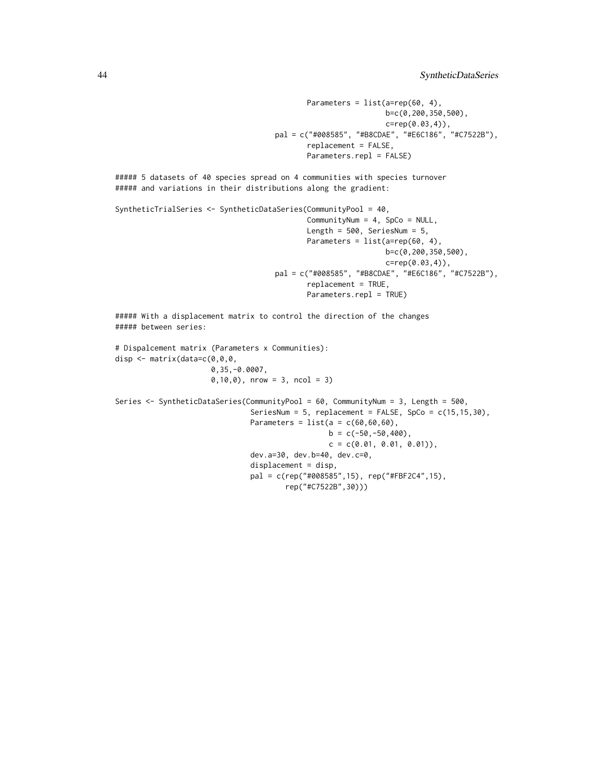```
                                                Parameters = list(a=rep(60, 4),
                                                                  b=c(0,200,350,500),
                                                                  c=rep(0.03,4)),
                                         pal = c("#008585", "#B8CDAE", "#E6C186", "#C7522B"),
                                                replacement = FALSE,
                                                Parameters.repl = FALSE)

##### 5 datasets of 40 species spread on 4 communities with species turnover
##### and variations in their distributions along the gradient:

SyntheticTrialSeries <- SyntheticDataSeries(CommunityPool = 40,
                                                CommunityNum = 4, SpCo = NULL,
                                                Length = 500, SeriesNum = 5,
                                                Parameters = list(a=rep(60, 4),
                                                                  b=c(0,200,350,500),
                                                                  c=rep(0.03,4)),
                                         pal = c("#008585", "#B8CDAE", "#E6C186", "#C7522B"),
                                                replacement = TRUE,
                                                Parameters.repl = TRUE)

##### With a displacement matrix to control the direction of the changes
##### between series:

# Dispalcement matrix (Parameters x Communities):
disp <- matrix(data=c(0,0,0,
                      0,35,-0.0007,
                      0,10,0), nrow = 3, ncol = 3)

Series <- SyntheticDataSeries(CommunityPool = 60, CommunityNum = 3, Length = 500,
                              SeriesNum = 5, replacement = FALSE, SpCo = c(15,15,30),
                              Parameters = list(a = c(60,60,60),
                                                b = c(-50,-50,400),
                                                c = c(0.01, 0.01, 0.01)),
                              dev.a=30, dev.b=40, dev.c=0,
                              displacement = disp,
                              pal = c(rep("#008585",15), rep("#FBF2C4",15),
                                      rep("#C7522B",30)))
```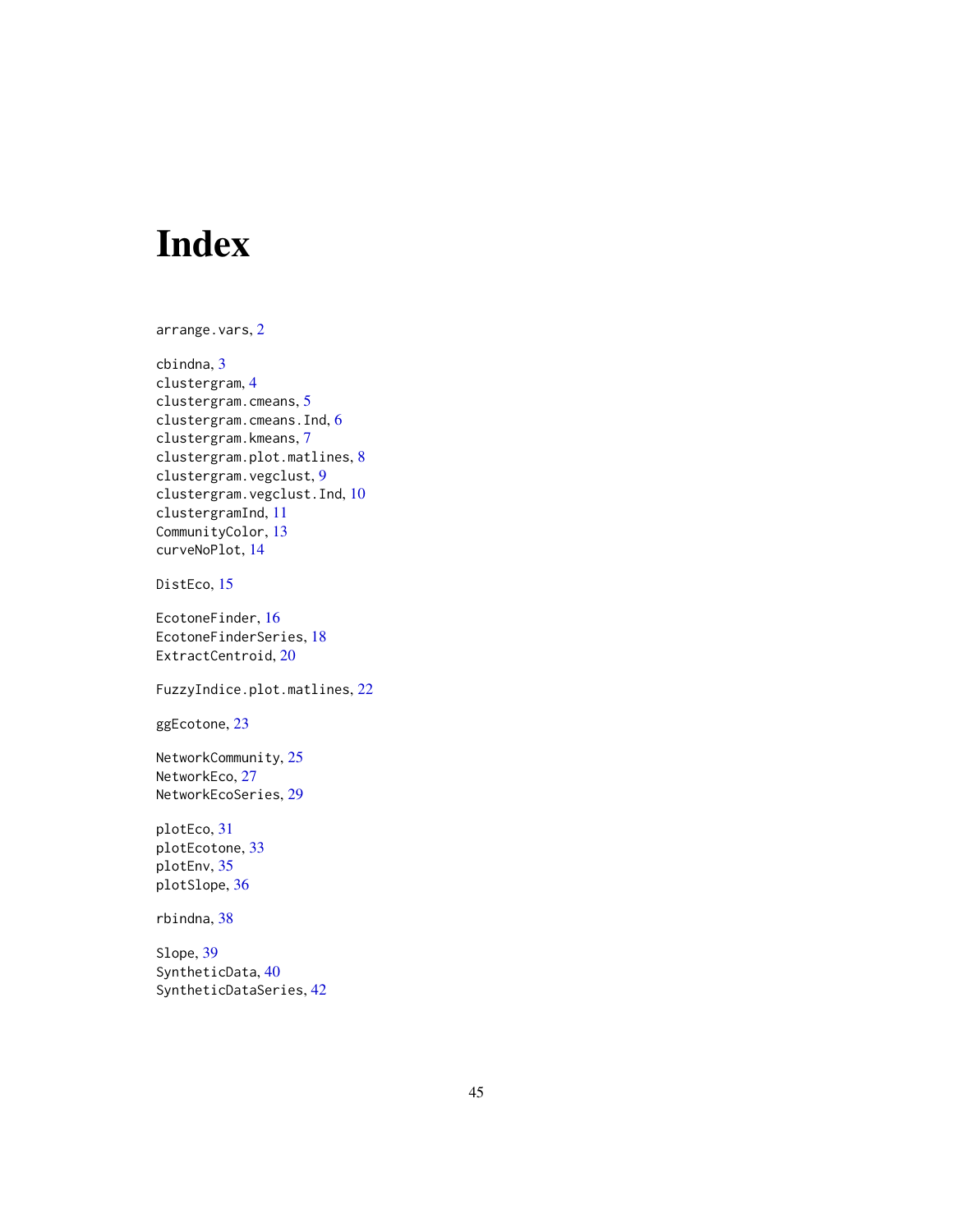# Index

arrange.vars, 2

cbindna, 3
clustergram, 4
clustergram.cmeans, 5
clustergram.cmeans.Ind, 6
clustergram.kmeans, 7
clustergram.plot.matlines, 8
clustergram.vegclust, 9
clustergram.vegclust.Ind, 10
clustergramInd, 11
CommunityColor, 13
curveNoPlot, 14

DistEco, 15

EcotoneFinder, 16
EcotoneFinderSeries, 18
ExtractCentroid, 20

FuzzyIndice.plot.matlines, 22

ggEcotone, 23

NetworkCommunity, 25
NetworkEco, 27
NetworkEcoSeries, 29

plotEco, 31
plotEcotone, 33
plotEnv, 35
plotSlope, 36

rbindna, 38

Slope, 39
SyntheticData, 40
SyntheticDataSeries, 42